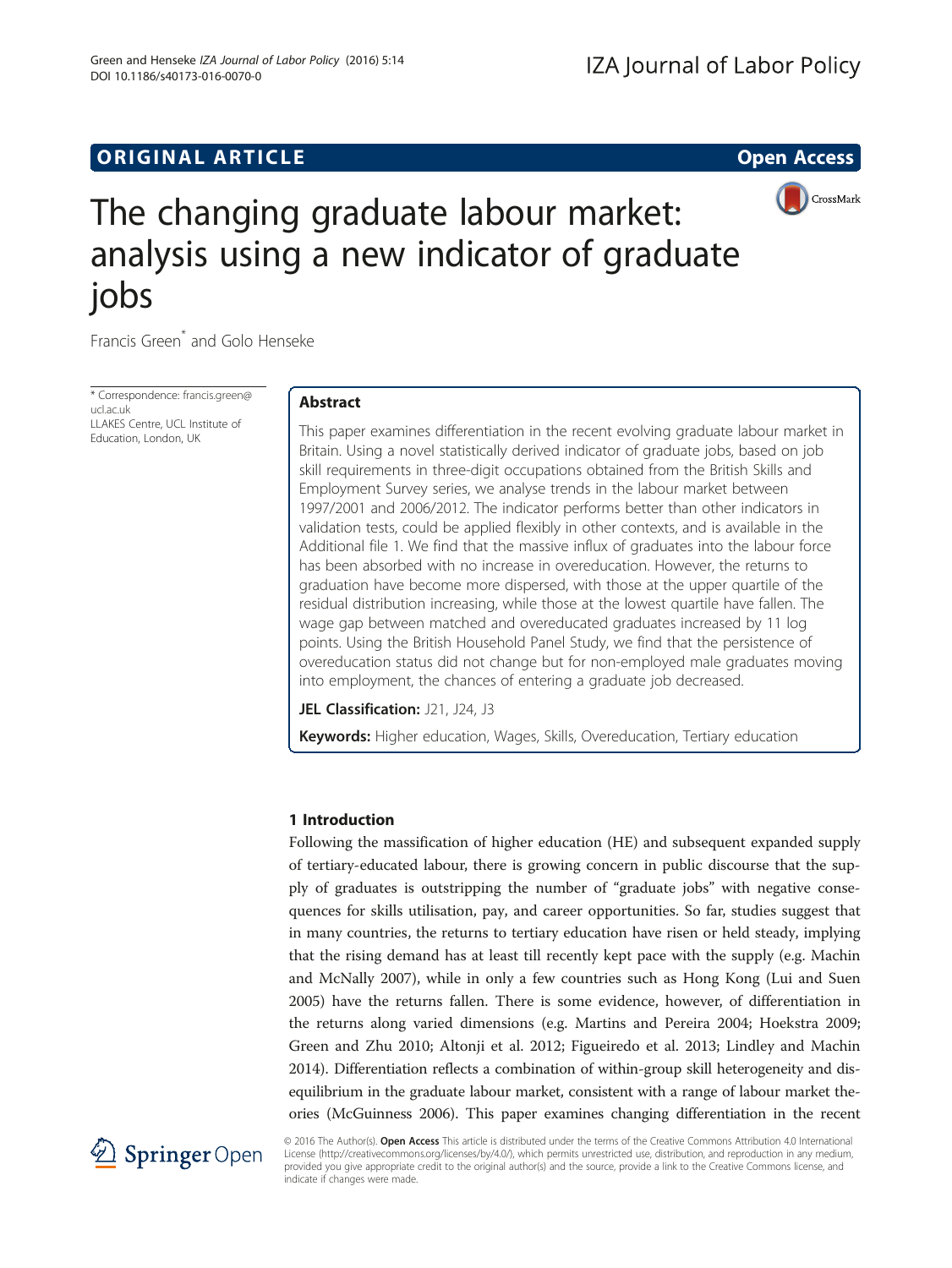ORIGINAL ARTICLE

Open Access

# The changing graduate labour market: analysis using a new indicator of graduate jobs

Francis Green* and Golo Henseke

\* Correspondence: francis.green@ucl.ac.uk
LLAKES Centre, UCL Institute of Education, London, UK

## Abstract

This paper examines differentiation in the recent evolving graduate labour market in Britain. Using a novel statistically derived indicator of graduate jobs, based on job skill requirements in three-digit occupations obtained from the British Skills and Employment Survey series, we analyse trends in the labour market between 1997/2001 and 2006/2012. The indicator performs better than other indicators in validation tests, could be applied flexibly in other contexts, and is available in the Additional file 1. We find that the massive influx of graduates into the labour force has been absorbed with no increase in overeducation. However, the returns to graduation have become more dispersed, with those at the upper quartile of the residual distribution increasing, while those at the lowest quartile have fallen. The wage gap between matched and overeducated graduates increased by 11 log points. Using the British Household Panel Study, we find that the persistence of overeducation status did not change but for non-employed male graduates moving into employment, the chances of entering a graduate job decreased.

**JEL Classification:** J21, J24, J3

**Keywords:** Higher education, Wages, Skills, Overeducation, Tertiary education

## 1 Introduction

Following the massification of higher education (HE) and subsequent expanded supply of tertiary-educated labour, there is growing concern in public discourse that the supply of graduates is outstripping the number of "graduate jobs" with negative consequences for skills utilisation, pay, and career opportunities. So far, studies suggest that in many countries, the returns to tertiary education have risen or held steady, implying that the rising demand has at least till recently kept pace with the supply (e.g. Machin and McNally 2007), while in only a few countries such as Hong Kong (Lui and Suen 2005) have the returns fallen. There is some evidence, however, of differentiation in the returns along varied dimensions (e.g. Martins and Pereira 2004; Hoekstra 2009; Green and Zhu 2010; Altonji et al. 2012; Figueiredo et al. 2013; Lindley and Machin 2014). Differentiation reflects a combination of within-group skill heterogeneity and disequilibrium in the graduate labour market, consistent with a range of labour market theories (McGuinness 2006). This paper examines changing differentiation in the recent

© 2016 The Author(s). **Open Access** This article is distributed under the terms of the Creative Commons Attribution 4.0 International License (http://creativecommons.org/licenses/by/4.0/), which permits unrestricted use, distribution, and reproduction in any medium, provided you give appropriate credit to the original author(s) and the source, provide a link to the Creative Commons license, and indicate if changes were made.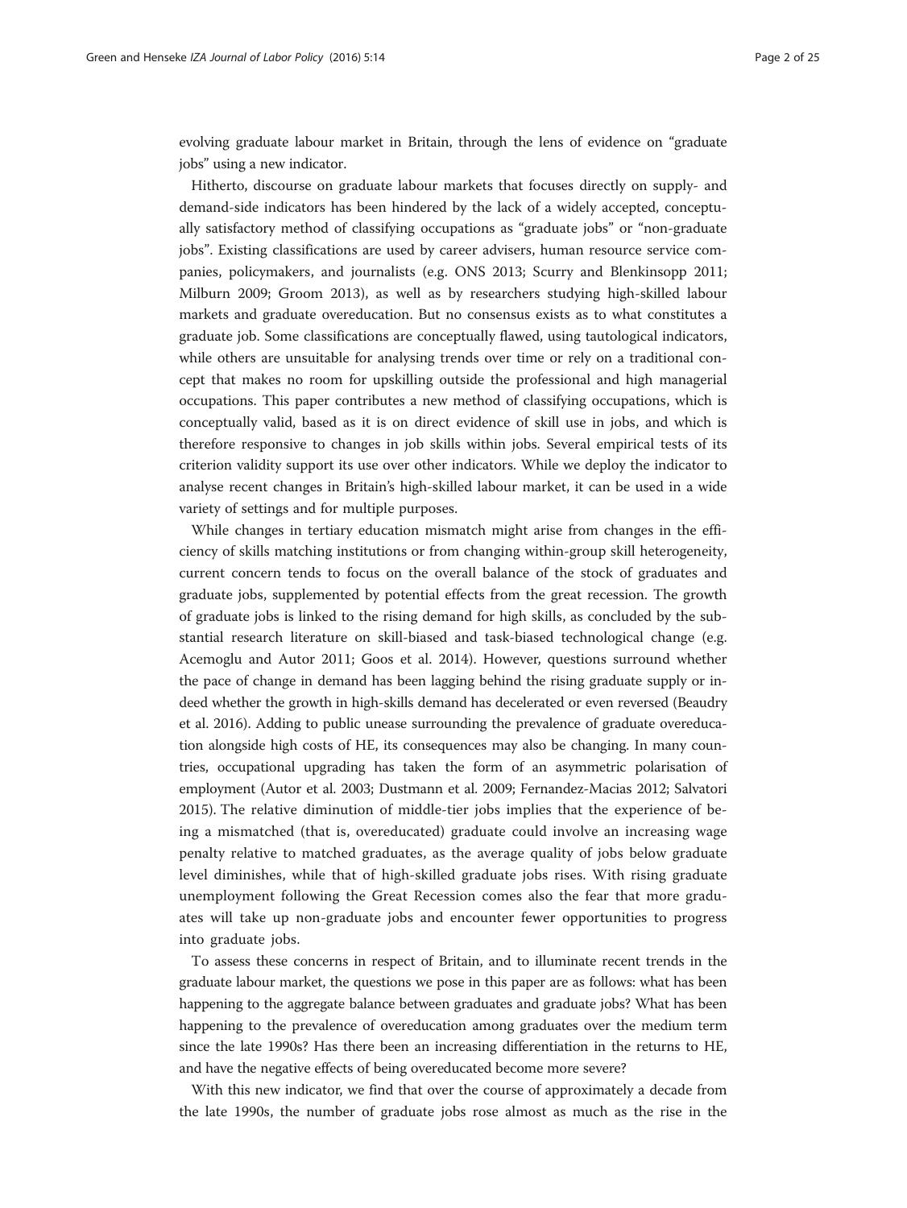evolving graduate labour market in Britain, through the lens of evidence on "graduate jobs" using a new indicator.

Hitherto, discourse on graduate labour markets that focuses directly on supply- and demand-side indicators has been hindered by the lack of a widely accepted, conceptually satisfactory method of classifying occupations as "graduate jobs" or "non-graduate jobs". Existing classifications are used by career advisers, human resource service companies, policymakers, and journalists (e.g. ONS 2013; Scurry and Blenkinsopp 2011; Milburn 2009; Groom 2013), as well as by researchers studying high-skilled labour markets and graduate overeducation. But no consensus exists as to what constitutes a graduate job. Some classifications are conceptually flawed, using tautological indicators, while others are unsuitable for analysing trends over time or rely on a traditional concept that makes no room for upskilling outside the professional and high managerial occupations. This paper contributes a new method of classifying occupations, which is conceptually valid, based as it is on direct evidence of skill use in jobs, and which is therefore responsive to changes in job skills within jobs. Several empirical tests of its criterion validity support its use over other indicators. While we deploy the indicator to analyse recent changes in Britain's high-skilled labour market, it can be used in a wide variety of settings and for multiple purposes.

While changes in tertiary education mismatch might arise from changes in the efficiency of skills matching institutions or from changing within-group skill heterogeneity, current concern tends to focus on the overall balance of the stock of graduates and graduate jobs, supplemented by potential effects from the great recession. The growth of graduate jobs is linked to the rising demand for high skills, as concluded by the substantial research literature on skill-biased and task-biased technological change (e.g. Acemoglu and Autor 2011; Goos et al. 2014). However, questions surround whether the pace of change in demand has been lagging behind the rising graduate supply or indeed whether the growth in high-skills demand has decelerated or even reversed (Beaudry et al. 2016). Adding to public unease surrounding the prevalence of graduate overeducation alongside high costs of HE, its consequences may also be changing. In many countries, occupational upgrading has taken the form of an asymmetric polarisation of employment (Autor et al. 2003; Dustmann et al. 2009; Fernandez-Macias 2012; Salvatori 2015). The relative diminution of middle-tier jobs implies that the experience of being a mismatched (that is, overeducated) graduate could involve an increasing wage penalty relative to matched graduates, as the average quality of jobs below graduate level diminishes, while that of high-skilled graduate jobs rises. With rising graduate unemployment following the Great Recession comes also the fear that more graduates will take up non-graduate jobs and encounter fewer opportunities to progress into graduate jobs.

To assess these concerns in respect of Britain, and to illuminate recent trends in the graduate labour market, the questions we pose in this paper are as follows: what has been happening to the aggregate balance between graduates and graduate jobs? What has been happening to the prevalence of overeducation among graduates over the medium term since the late 1990s? Has there been an increasing differentiation in the returns to HE, and have the negative effects of being overeducated become more severe?

With this new indicator, we find that over the course of approximately a decade from the late 1990s, the number of graduate jobs rose almost as much as the rise in the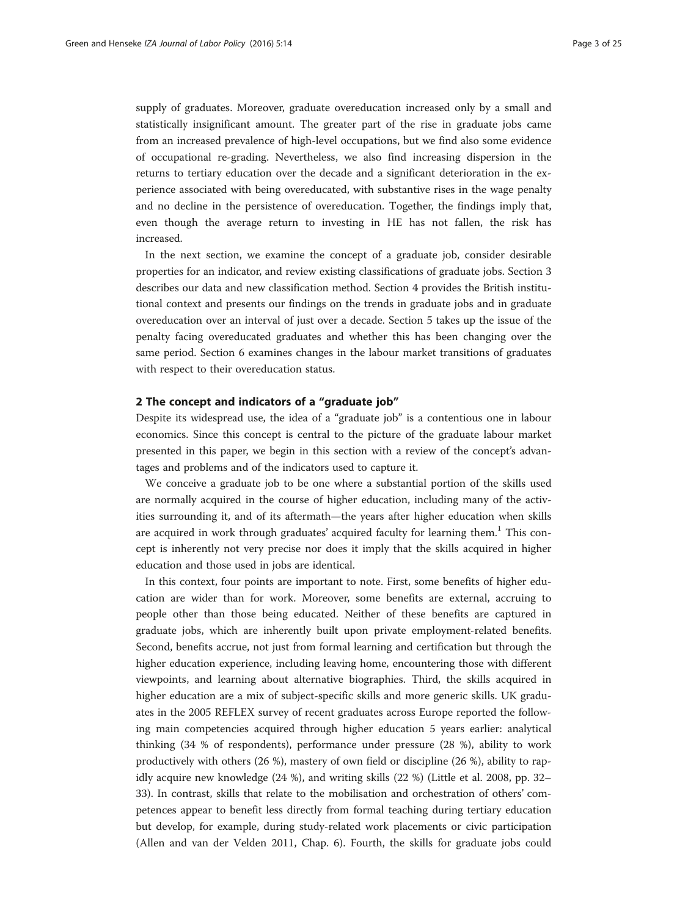supply of graduates. Moreover, graduate overeducation increased only by a small and statistically insignificant amount. The greater part of the rise in graduate jobs came from an increased prevalence of high-level occupations, but we find also some evidence of occupational re-grading. Nevertheless, we also find increasing dispersion in the returns to tertiary education over the decade and a significant deterioration in the experience associated with being overeducated, with substantive rises in the wage penalty and no decline in the persistence of overeducation. Together, the findings imply that, even though the average return to investing in HE has not fallen, the risk has increased.

In the next section, we examine the concept of a graduate job, consider desirable properties for an indicator, and review existing classifications of graduate jobs. Section 3 describes our data and new classification method. Section 4 provides the British institutional context and presents our findings on the trends in graduate jobs and in graduate overeducation over an interval of just over a decade. Section 5 takes up the issue of the penalty facing overeducated graduates and whether this has been changing over the same period. Section 6 examines changes in the labour market transitions of graduates with respect to their overeducation status.

## 2 The concept and indicators of a "graduate job"

Despite its widespread use, the idea of a "graduate job" is a contentious one in labour economics. Since this concept is central to the picture of the graduate labour market presented in this paper, we begin in this section with a review of the concept's advantages and problems and of the indicators used to capture it.

We conceive a graduate job to be one where a substantial portion of the skills used are normally acquired in the course of higher education, including many of the activities surrounding it, and of its aftermath—the years after higher education when skills are acquired in work through graduates' acquired faculty for learning them.[1] This concept is inherently not very precise nor does it imply that the skills acquired in higher education and those used in jobs are identical.

In this context, four points are important to note. First, some benefits of higher education are wider than for work. Moreover, some benefits are external, accruing to people other than those being educated. Neither of these benefits are captured in graduate jobs, which are inherently built upon private employment-related benefits. Second, benefits accrue, not just from formal learning and certification but through the higher education experience, including leaving home, encountering those with different viewpoints, and learning about alternative biographies. Third, the skills acquired in higher education are a mix of subject-specific skills and more generic skills. UK graduates in the 2005 REFLEX survey of recent graduates across Europe reported the following main competencies acquired through higher education 5 years earlier: analytical thinking (34 % of respondents), performance under pressure (28 %), ability to work productively with others (26 %), mastery of own field or discipline (26 %), ability to rapidly acquire new knowledge (24 %), and writing skills (22 %) (Little et al. 2008, pp. 32–33). In contrast, skills that relate to the mobilisation and orchestration of others' competences appear to benefit less directly from formal teaching during tertiary education but develop, for example, during study-related work placements or civic participation (Allen and van der Velden 2011, Chap. 6). Fourth, the skills for graduate jobs could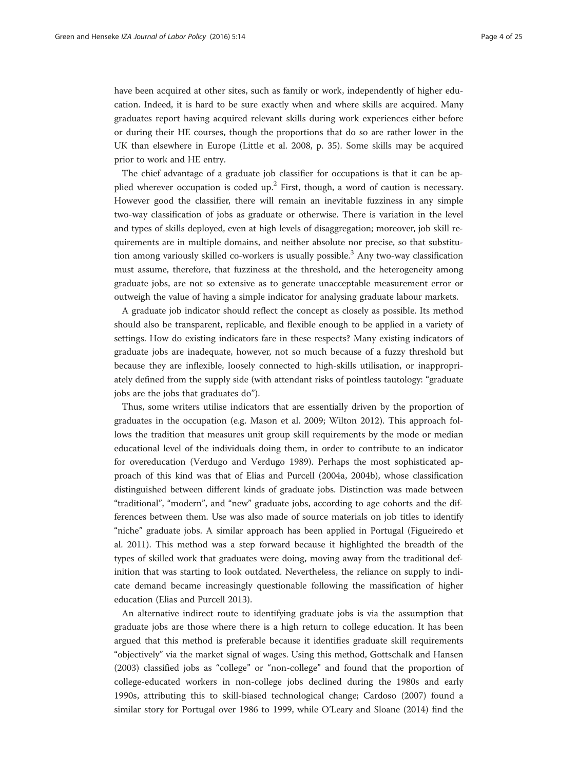have been acquired at other sites, such as family or work, independently of higher education. Indeed, it is hard to be sure exactly when and where skills are acquired. Many graduates report having acquired relevant skills during work experiences either before or during their HE courses, though the proportions that do so are rather lower in the UK than elsewhere in Europe (Little et al. 2008, p. 35). Some skills may be acquired prior to work and HE entry.

The chief advantage of a graduate job classifier for occupations is that it can be applied wherever occupation is coded up.[2] First, though, a word of caution is necessary. However good the classifier, there will remain an inevitable fuzziness in any simple two-way classification of jobs as graduate or otherwise. There is variation in the level and types of skills deployed, even at high levels of disaggregation; moreover, job skill requirements are in multiple domains, and neither absolute nor precise, so that substitution among variously skilled co-workers is usually possible.[3] Any two-way classification must assume, therefore, that fuzziness at the threshold, and the heterogeneity among graduate jobs, are not so extensive as to generate unacceptable measurement error or outweigh the value of having a simple indicator for analysing graduate labour markets.

A graduate job indicator should reflect the concept as closely as possible. Its method should also be transparent, replicable, and flexible enough to be applied in a variety of settings. How do existing indicators fare in these respects? Many existing indicators of graduate jobs are inadequate, however, not so much because of a fuzzy threshold but because they are inflexible, loosely connected to high-skills utilisation, or inappropriately defined from the supply side (with attendant risks of pointless tautology: "graduate jobs are the jobs that graduates do").

Thus, some writers utilise indicators that are essentially driven by the proportion of graduates in the occupation (e.g. Mason et al. 2009; Wilton 2012). This approach follows the tradition that measures unit group skill requirements by the mode or median educational level of the individuals doing them, in order to contribute to an indicator for overeducation (Verdugo and Verdugo 1989). Perhaps the most sophisticated approach of this kind was that of Elias and Purcell (2004a, 2004b), whose classification distinguished between different kinds of graduate jobs. Distinction was made between "traditional", "modern", and "new" graduate jobs, according to age cohorts and the differences between them. Use was also made of source materials on job titles to identify "niche" graduate jobs. A similar approach has been applied in Portugal (Figueiredo et al. 2011). This method was a step forward because it highlighted the breadth of the types of skilled work that graduates were doing, moving away from the traditional definition that was starting to look outdated. Nevertheless, the reliance on supply to indicate demand became increasingly questionable following the massification of higher education (Elias and Purcell 2013).

An alternative indirect route to identifying graduate jobs is via the assumption that graduate jobs are those where there is a high return to college education. It has been argued that this method is preferable because it identifies graduate skill requirements "objectively" via the market signal of wages. Using this method, Gottschalk and Hansen (2003) classified jobs as "college" or "non-college" and found that the proportion of college-educated workers in non-college jobs declined during the 1980s and early 1990s, attributing this to skill-biased technological change; Cardoso (2007) found a similar story for Portugal over 1986 to 1999, while O'Leary and Sloane (2014) find the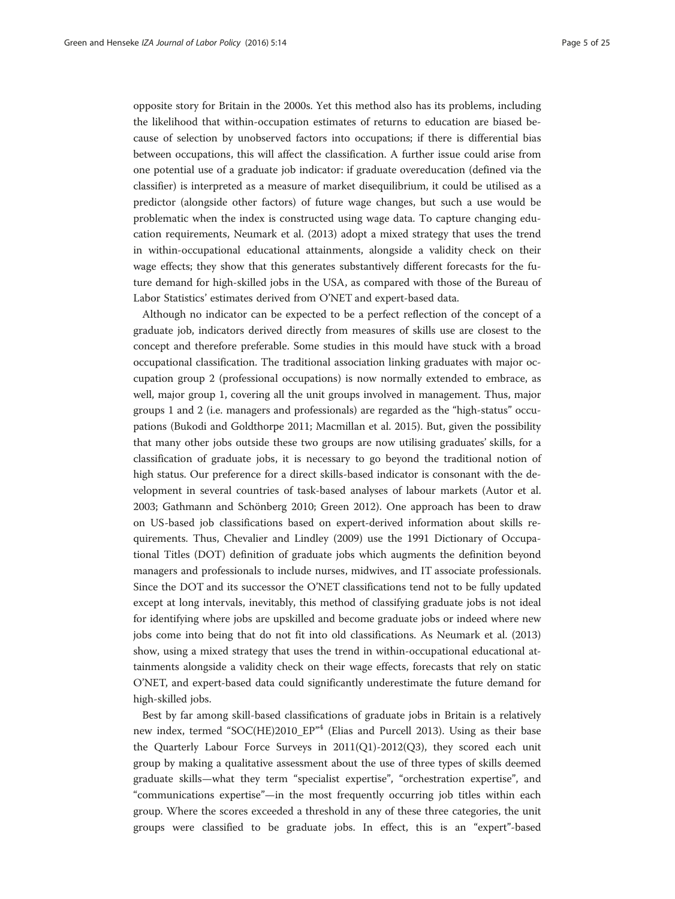opposite story for Britain in the 2000s. Yet this method also has its problems, including the likelihood that within-occupation estimates of returns to education are biased because of selection by unobserved factors into occupations; if there is differential bias between occupations, this will affect the classification. A further issue could arise from one potential use of a graduate job indicator: if graduate overeducation (defined via the classifier) is interpreted as a measure of market disequilibrium, it could be utilised as a predictor (alongside other factors) of future wage changes, but such a use would be problematic when the index is constructed using wage data. To capture changing education requirements, Neumark et al. (2013) adopt a mixed strategy that uses the trend in within-occupational educational attainments, alongside a validity check on their wage effects; they show that this generates substantively different forecasts for the future demand for high-skilled jobs in the USA, as compared with those of the Bureau of Labor Statistics' estimates derived from O'NET and expert-based data.

Although no indicator can be expected to be a perfect reflection of the concept of a graduate job, indicators derived directly from measures of skills use are closest to the concept and therefore preferable. Some studies in this mould have stuck with a broad occupational classification. The traditional association linking graduates with major occupation group 2 (professional occupations) is now normally extended to embrace, as well, major group 1, covering all the unit groups involved in management. Thus, major groups 1 and 2 (i.e. managers and professionals) are regarded as the "high-status" occupations (Bukodi and Goldthorpe 2011; Macmillan et al. 2015). But, given the possibility that many other jobs outside these two groups are now utilising graduates' skills, for a classification of graduate jobs, it is necessary to go beyond the traditional notion of high status. Our preference for a direct skills-based indicator is consonant with the development in several countries of task-based analyses of labour markets (Autor et al. 2003; Gathmann and Schönberg 2010; Green 2012). One approach has been to draw on US-based job classifications based on expert-derived information about skills requirements. Thus, Chevalier and Lindley (2009) use the 1991 Dictionary of Occupational Titles (DOT) definition of graduate jobs which augments the definition beyond managers and professionals to include nurses, midwives, and IT associate professionals. Since the DOT and its successor the O'NET classifications tend not to be fully updated except at long intervals, inevitably, this method of classifying graduate jobs is not ideal for identifying where jobs are upskilled and become graduate jobs or indeed where new jobs come into being that do not fit into old classifications. As Neumark et al. (2013) show, using a mixed strategy that uses the trend in within-occupational educational attainments alongside a validity check on their wage effects, forecasts that rely on static O'NET, and expert-based data could significantly underestimate the future demand for high-skilled jobs.

Best by far among skill-based classifications of graduate jobs in Britain is a relatively new index, termed "SOC(HE)2010_EP"[4] (Elias and Purcell 2013). Using as their base the Quarterly Labour Force Surveys in 2011(Q1)-2012(Q3), they scored each unit group by making a qualitative assessment about the use of three types of skills deemed graduate skills—what they term "specialist expertise", "orchestration expertise", and "communications expertise"—in the most frequently occurring job titles within each group. Where the scores exceeded a threshold in any of these three categories, the unit groups were classified to be graduate jobs. In effect, this is an "expert"-based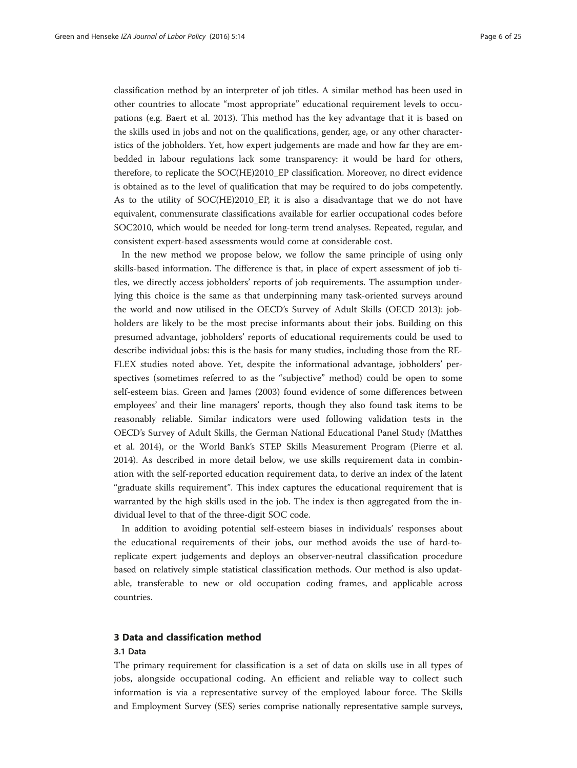classification method by an interpreter of job titles. A similar method has been used in other countries to allocate "most appropriate" educational requirement levels to occupations (e.g. Baert et al. 2013). This method has the key advantage that it is based on the skills used in jobs and not on the qualifications, gender, age, or any other characteristics of the jobholders. Yet, how expert judgements are made and how far they are embedded in labour regulations lack some transparency: it would be hard for others, therefore, to replicate the SOC(HE)2010_EP classification. Moreover, no direct evidence is obtained as to the level of qualification that may be required to do jobs competently. As to the utility of SOC(HE)2010_EP, it is also a disadvantage that we do not have equivalent, commensurate classifications available for earlier occupational codes before SOC2010, which would be needed for long-term trend analyses. Repeated, regular, and consistent expert-based assessments would come at considerable cost.

In the new method we propose below, we follow the same principle of using only skills-based information. The difference is that, in place of expert assessment of job titles, we directly access jobholders' reports of job requirements. The assumption underlying this choice is the same as that underpinning many task-oriented surveys around the world and now utilised in the OECD's Survey of Adult Skills (OECD 2013): jobholders are likely to be the most precise informants about their jobs. Building on this presumed advantage, jobholders' reports of educational requirements could be used to describe individual jobs: this is the basis for many studies, including those from the REFLEX studies noted above. Yet, despite the informational advantage, jobholders' perspectives (sometimes referred to as the "subjective" method) could be open to some self-esteem bias. Green and James (2003) found evidence of some differences between employees' and their line managers' reports, though they also found task items to be reasonably reliable. Similar indicators were used following validation tests in the OECD's Survey of Adult Skills, the German National Educational Panel Study (Matthes et al. 2014), or the World Bank's STEP Skills Measurement Program (Pierre et al. 2014). As described in more detail below, we use skills requirement data in combination with the self-reported education requirement data, to derive an index of the latent "graduate skills requirement". This index captures the educational requirement that is warranted by the high skills used in the job. The index is then aggregated from the individual level to that of the three-digit SOC code.

In addition to avoiding potential self-esteem biases in individuals' responses about the educational requirements of their jobs, our method avoids the use of hard-to-replicate expert judgements and deploys an observer-neutral classification procedure based on relatively simple statistical classification methods. Our method is also updatable, transferable to new or old occupation coding frames, and applicable across countries.

## 3 Data and classification method

### 3.1 Data

The primary requirement for classification is a set of data on skills use in all types of jobs, alongside occupational coding. An efficient and reliable way to collect such information is via a representative survey of the employed labour force. The Skills and Employment Survey (SES) series comprise nationally representative sample surveys,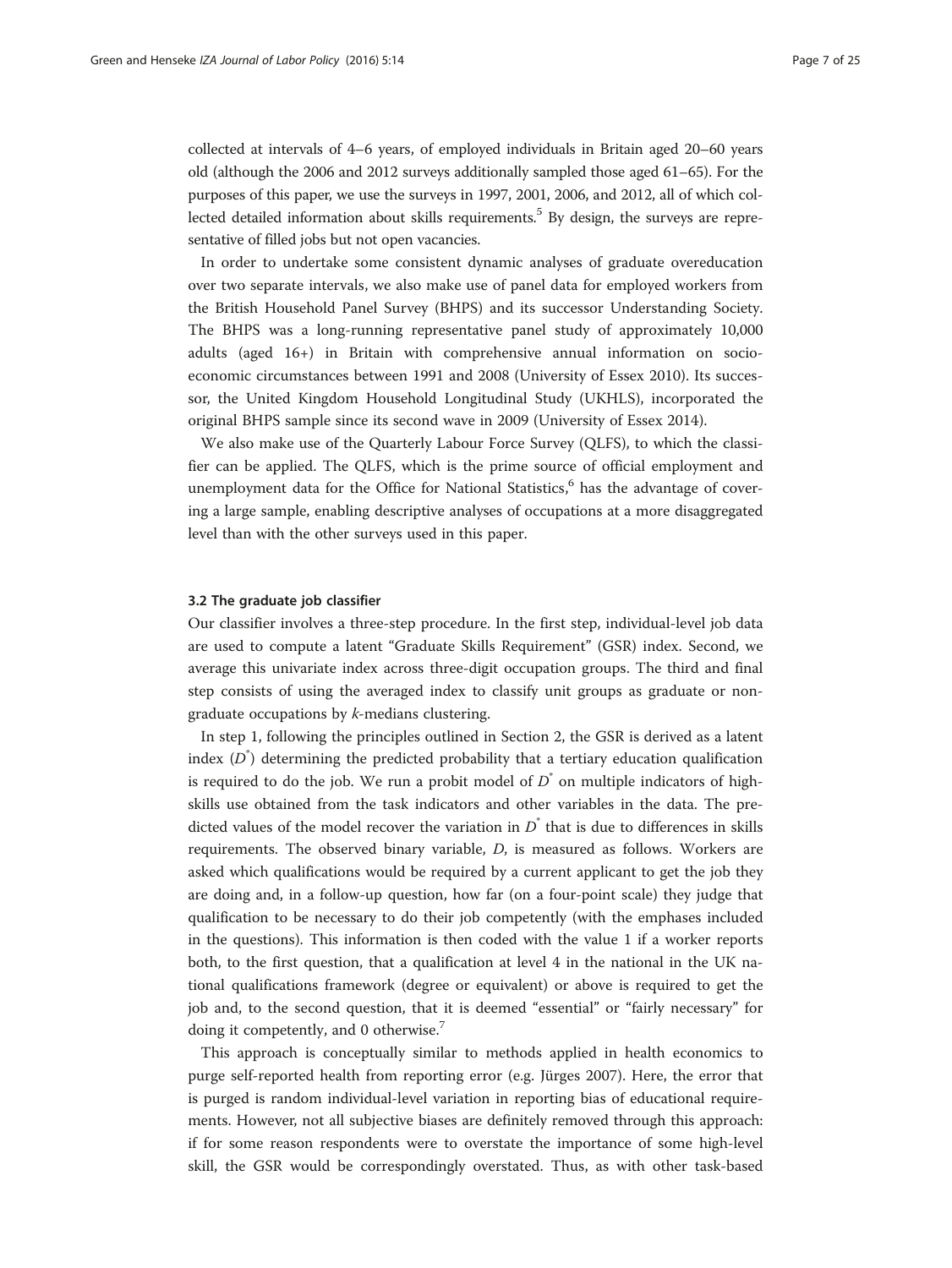collected at intervals of 4–6 years, of employed individuals in Britain aged 20–60 years old (although the 2006 and 2012 surveys additionally sampled those aged 61–65). For the purposes of this paper, we use the surveys in 1997, 2001, 2006, and 2012, all of which collected detailed information about skills requirements.[5] By design, the surveys are representative of filled jobs but not open vacancies.

In order to undertake some consistent dynamic analyses of graduate overeducation over two separate intervals, we also make use of panel data for employed workers from the British Household Panel Survey (BHPS) and its successor Understanding Society. The BHPS was a long-running representative panel study of approximately 10,000 adults (aged 16+) in Britain with comprehensive annual information on socio-economic circumstances between 1991 and 2008 (University of Essex 2010). Its successor, the United Kingdom Household Longitudinal Study (UKHLS), incorporated the original BHPS sample since its second wave in 2009 (University of Essex 2014).

We also make use of the Quarterly Labour Force Survey (QLFS), to which the classifier can be applied. The QLFS, which is the prime source of official employment and unemployment data for the Office for National Statistics,[6] has the advantage of covering a large sample, enabling descriptive analyses of occupations at a more disaggregated level than with the other surveys used in this paper.

### 3.2 The graduate job classifier

Our classifier involves a three-step procedure. In the first step, individual-level job data are used to compute a latent "Graduate Skills Requirement" (GSR) index. Second, we average this univariate index across three-digit occupation groups. The third and final step consists of using the averaged index to classify unit groups as graduate or non-graduate occupations by *k*-medians clustering.

In step 1, following the principles outlined in Section 2, the GSR is derived as a latent index ($D^{*}$) determining the predicted probability that a tertiary education qualification is required to do the job. We run a probit model of $D^{*}$ on multiple indicators of high-skills use obtained from the task indicators and other variables in the data. The predicted values of the model recover the variation in $D^{*}$ that is due to differences in skills requirements. The observed binary variable, $D$, is measured as follows. Workers are asked which qualifications would be required by a current applicant to get the job they are doing and, in a follow-up question, how far (on a four-point scale) they judge that qualification to be necessary to do their job competently (with the emphases included in the questions). This information is then coded with the value 1 if a worker reports both, to the first question, that a qualification at level 4 in the national in the UK national qualifications framework (degree or equivalent) or above is required to get the job and, to the second question, that it is deemed "essential" or "fairly necessary" for doing it competently, and 0 otherwise.[7]

This approach is conceptually similar to methods applied in health economics to purge self-reported health from reporting error (e.g. Jürges 2007). Here, the error that is purged is random individual-level variation in reporting bias of educational requirements. However, not all subjective biases are definitely removed through this approach: if for some reason respondents were to overstate the importance of some high-level skill, the GSR would be correspondingly overstated. Thus, as with other task-based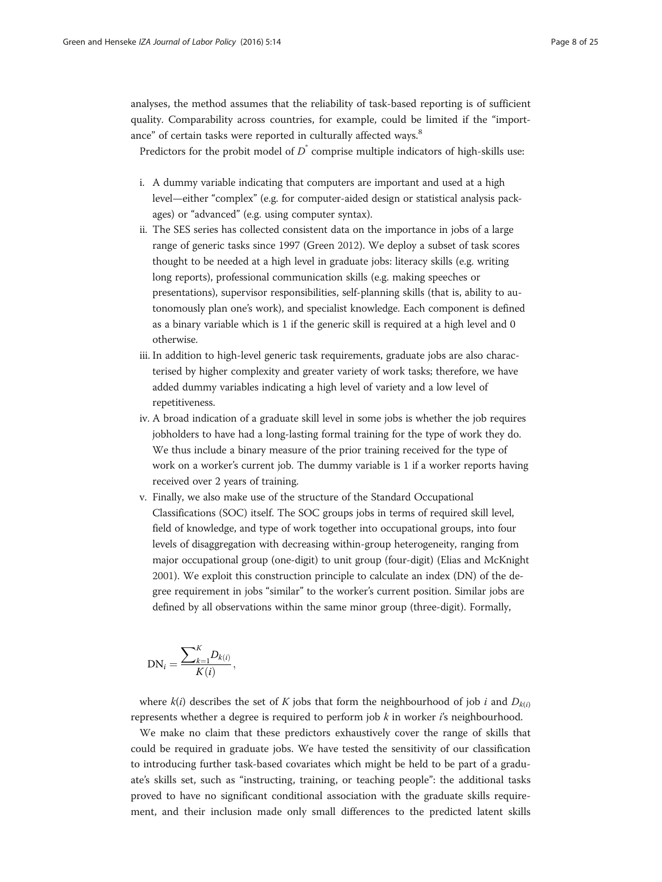analyses, the method assumes that the reliability of task-based reporting is of sufficient quality. Comparability across countries, for example, could be limited if the "importance" of certain tasks were reported in culturally affected ways.[8]

Predictors for the probit model of $D^{*}$ comprise multiple indicators of high-skills use:

i. A dummy variable indicating that computers are important and used at a high level—either "complex" (e.g. for computer-aided design or statistical analysis packages) or "advanced" (e.g. using computer syntax).
ii. The SES series has collected consistent data on the importance in jobs of a large range of generic tasks since 1997 (Green 2012). We deploy a subset of task scores thought to be needed at a high level in graduate jobs: literacy skills (e.g. writing long reports), professional communication skills (e.g. making speeches or presentations), supervisor responsibilities, self-planning skills (that is, ability to autonomously plan one's work), and specialist knowledge. Each component is defined as a binary variable which is 1 if the generic skill is required at a high level and 0 otherwise.
iii. In addition to high-level generic task requirements, graduate jobs are also characterised by higher complexity and greater variety of work tasks; therefore, we have added dummy variables indicating a high level of variety and a low level of repetitiveness.
iv. A broad indication of a graduate skill level in some jobs is whether the job requires jobholders to have had a long-lasting formal training for the type of work they do. We thus include a binary measure of the prior training received for the type of work on a worker's current job. The dummy variable is 1 if a worker reports having received over 2 years of training.
v. Finally, we also make use of the structure of the Standard Occupational Classifications (SOC) itself. The SOC groups jobs in terms of required skill level, field of knowledge, and type of work together into occupational groups, into four levels of disaggregation with decreasing within-group heterogeneity, ranging from major occupational group (one-digit) to unit group (four-digit) (Elias and McKnight 2001). We exploit this construction principle to calculate an index (DN) of the degree requirement in jobs "similar" to the worker's current position. Similar jobs are defined by all observations within the same minor group (three-digit). Formally,

$$\mathrm{DN}_i = \frac{\sum_{k=1}^{K} D_{k(i)}}{K(i)},$$

where $k(i)$ describes the set of $K$ jobs that form the neighbourhood of job $i$ and $D_{k(i)}$ represents whether a degree is required to perform job $k$ in worker $i$'s neighbourhood.

We make no claim that these predictors exhaustively cover the range of skills that could be required in graduate jobs. We have tested the sensitivity of our classification to introducing further task-based covariates which might be held to be part of a graduate's skills set, such as "instructing, training, or teaching people": the additional tasks proved to have no significant conditional association with the graduate skills requirement, and their inclusion made only small differences to the predicted latent skills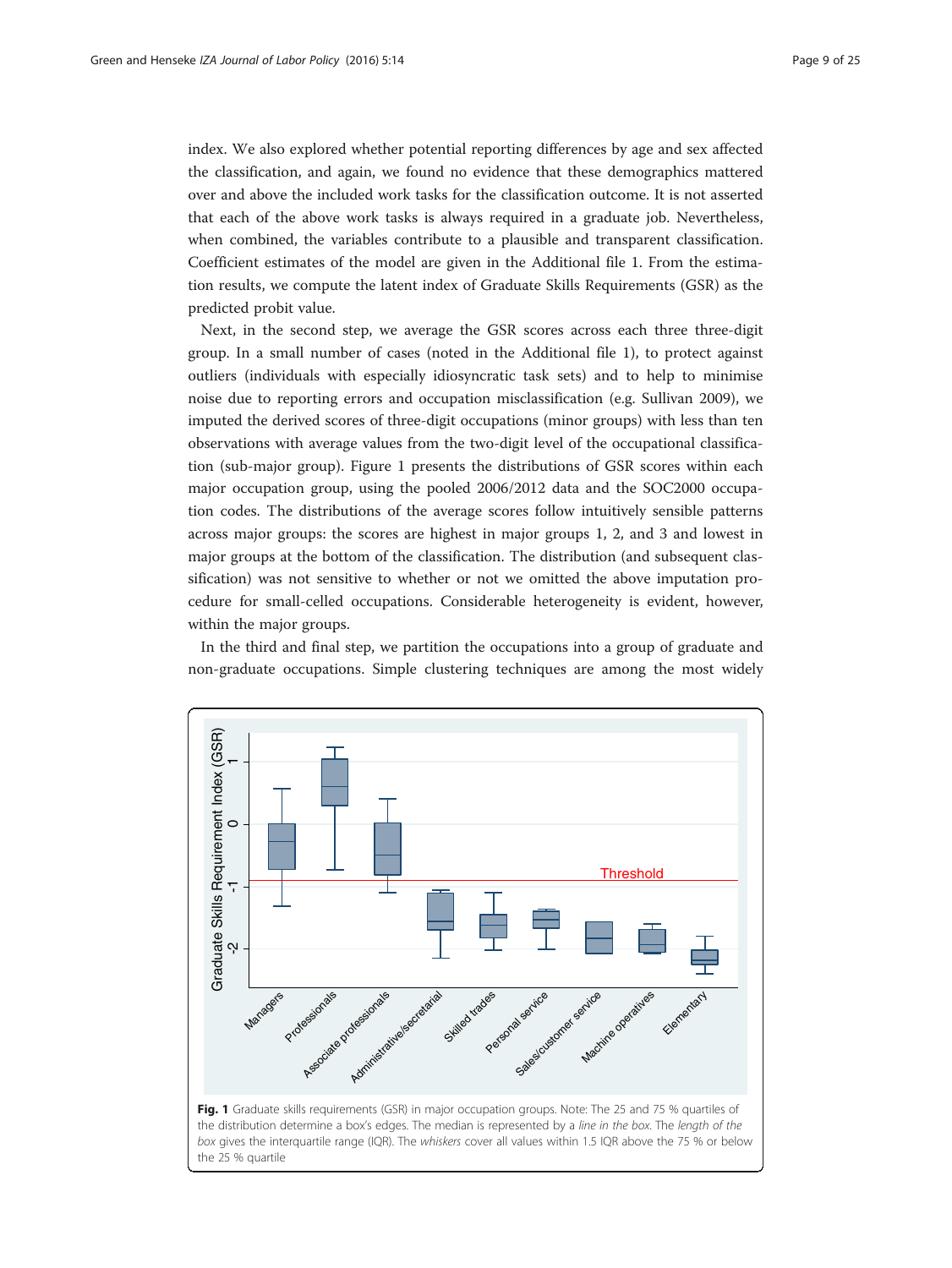index. We also explored whether potential reporting differences by age and sex affected the classification, and again, we found no evidence that these demographics mattered over and above the included work tasks for the classification outcome. It is not asserted that each of the above work tasks is always required in a graduate job. Nevertheless, when combined, the variables contribute to a plausible and transparent classification. Coefficient estimates of the model are given in the Additional file 1. From the estimation results, we compute the latent index of Graduate Skills Requirements (GSR) as the predicted probit value.

Next, in the second step, we average the GSR scores across each three three-digit group. In a small number of cases (noted in the Additional file 1), to protect against outliers (individuals with especially idiosyncratic task sets) and to help to minimise noise due to reporting errors and occupation misclassification (e.g. Sullivan 2009), we imputed the derived scores of three-digit occupations (minor groups) with less than ten observations with average values from the two-digit level of the occupational classification (sub-major group). Figure 1 presents the distributions of GSR scores within each major occupation group, using the pooled 2006/2012 data and the SOC2000 occupation codes. The distributions of the average scores follow intuitively sensible patterns across major groups: the scores are highest in major groups 1, 2, and 3 and lowest in major groups at the bottom of the classification. The distribution (and subsequent classification) was not sensitive to whether or not we omitted the above imputation procedure for small-celled occupations. Considerable heterogeneity is evident, however, within the major groups.

In the third and final step, we partition the occupations into a group of graduate and non-graduate occupations. Simple clustering techniques are among the most widely

Graduate Skills Requirement Index (GSR)
1
0
-1
-2
Threshold
Managers
Professionals
Associate professionals
Administrative/secretarial
Skilled trades
Personal service
Sales/customer service
Machine operatives
Elementary

**Fig. 1** Graduate skills requirements (GSR) in major occupation groups. Note: The 25 and 75 % quartiles of the distribution determine a box's edges. The median is represented by a *line in the box*. The *length of the box* gives the interquartile range (IQR). The *whiskers* cover all values within 1.5 IQR above the 75 % or below the 25 % quartile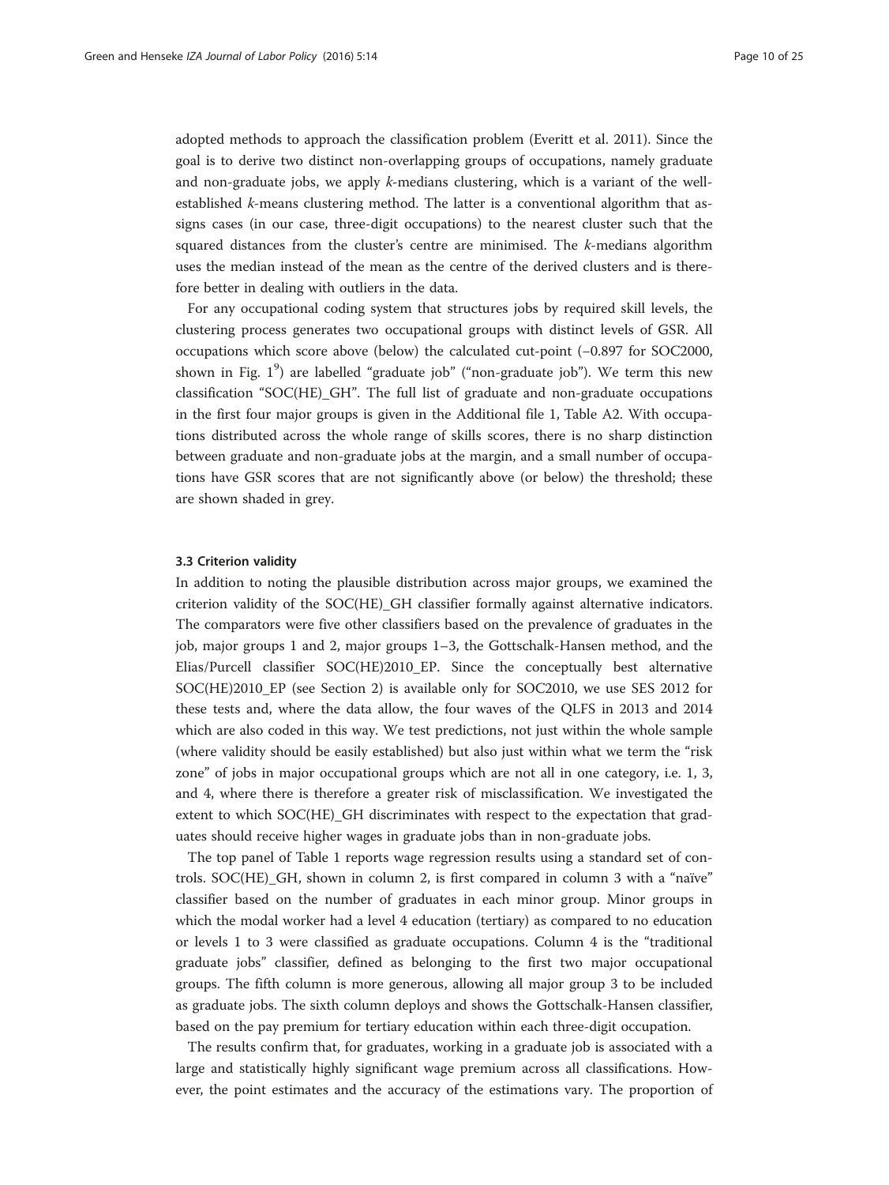adopted methods to approach the classification problem (Everitt et al. 2011). Since the goal is to derive two distinct non-overlapping groups of occupations, namely graduate and non-graduate jobs, we apply *k*-medians clustering, which is a variant of the well-established *k*-means clustering method. The latter is a conventional algorithm that assigns cases (in our case, three-digit occupations) to the nearest cluster such that the squared distances from the cluster's centre are minimised. The *k*-medians algorithm uses the median instead of the mean as the centre of the derived clusters and is therefore better in dealing with outliers in the data.

For any occupational coding system that structures jobs by required skill levels, the clustering process generates two occupational groups with distinct levels of GSR. All occupations which score above (below) the calculated cut-point (−0.897 for SOC2000, shown in Fig. 1[9]) are labelled "graduate job" ("non-graduate job"). We term this new classification "SOC(HE)_GH". The full list of graduate and non-graduate occupations in the first four major groups is given in the Additional file 1, Table A2. With occupations distributed across the whole range of skills scores, there is no sharp distinction between graduate and non-graduate jobs at the margin, and a small number of occupations have GSR scores that are not significantly above (or below) the threshold; these are shown shaded in grey.

### 3.3 Criterion validity

In addition to noting the plausible distribution across major groups, we examined the criterion validity of the SOC(HE)_GH classifier formally against alternative indicators. The comparators were five other classifiers based on the prevalence of graduates in the job, major groups 1 and 2, major groups 1–3, the Gottschalk-Hansen method, and the Elias/Purcell classifier SOC(HE)2010_EP. Since the conceptually best alternative SOC(HE)2010_EP (see Section 2) is available only for SOC2010, we use SES 2012 for these tests and, where the data allow, the four waves of the QLFS in 2013 and 2014 which are also coded in this way. We test predictions, not just within the whole sample (where validity should be easily established) but also just within what we term the "risk zone" of jobs in major occupational groups which are not all in one category, i.e. 1, 3, and 4, where there is therefore a greater risk of misclassification. We investigated the extent to which SOC(HE)_GH discriminates with respect to the expectation that graduates should receive higher wages in graduate jobs than in non-graduate jobs.

The top panel of Table 1 reports wage regression results using a standard set of controls. SOC(HE)_GH, shown in column 2, is first compared in column 3 with a "naïve" classifier based on the number of graduates in each minor group. Minor groups in which the modal worker had a level 4 education (tertiary) as compared to no education or levels 1 to 3 were classified as graduate occupations. Column 4 is the "traditional graduate jobs" classifier, defined as belonging to the first two major occupational groups. The fifth column is more generous, allowing all major group 3 to be included as graduate jobs. The sixth column deploys and shows the Gottschalk-Hansen classifier, based on the pay premium for tertiary education within each three-digit occupation.

The results confirm that, for graduates, working in a graduate job is associated with a large and statistically highly significant wage premium across all classifications. However, the point estimates and the accuracy of the estimations vary. The proportion of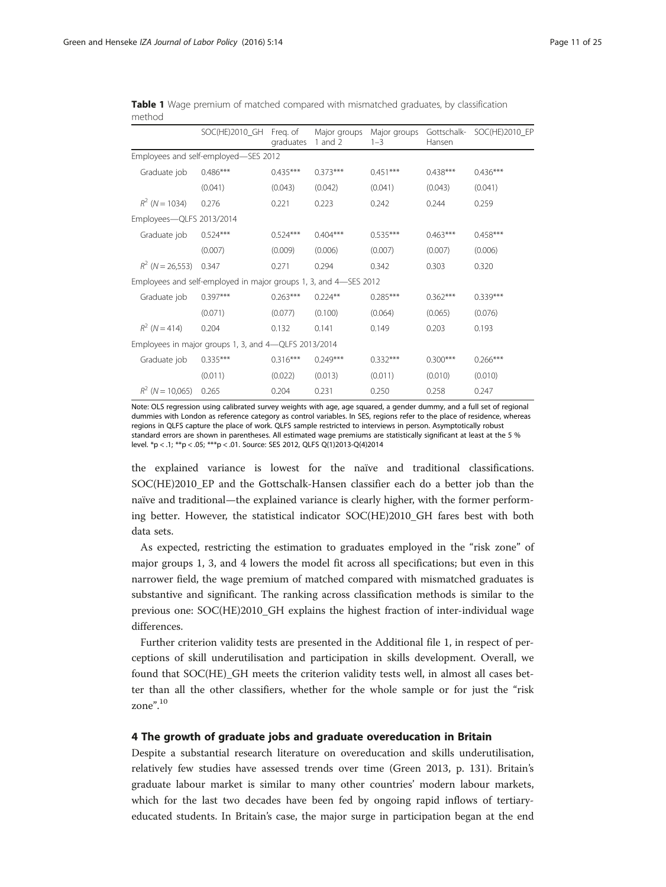**Table 1** Wage premium of matched compared with mismatched graduates, by classification method

| | SOC(HE)2010_GH | Freq. of graduates | Major groups 1 and 2 | Major groups 1–3 | Gottschalk-Hansen | SOC(HE)2010_EP |
|---|---|---|---|---|---|---|
| Employees and self-employed—SES 2012 | | | | | | |
| Graduate job | 0.486*** | 0.435*** | 0.373*** | 0.451*** | 0.438*** | 0.436*** |
| | (0.041) | (0.043) | (0.042) | (0.041) | (0.043) | (0.041) |
| $R^2$ ($N = 1034$) | 0.276 | 0.221 | 0.223 | 0.242 | 0.244 | 0.259 |
| Employees—QLFS 2013/2014 | | | | | | |
| Graduate job | 0.524*** | 0.524*** | 0.404*** | 0.535*** | 0.463*** | 0.458*** |
| | (0.007) | (0.009) | (0.006) | (0.007) | (0.007) | (0.006) |
| $R^2$ ($N = 26{,}553$) | 0.347 | 0.271 | 0.294 | 0.342 | 0.303 | 0.320 |
| Employees and self-employed in major groups 1, 3, and 4—SES 2012 | | | | | | |
| Graduate job | 0.397*** | 0.263*** | 0.224** | 0.285*** | 0.362*** | 0.339*** |
| | (0.071) | (0.077) | (0.100) | (0.064) | (0.065) | (0.076) |
| $R^2$ ($N = 414$) | 0.204 | 0.132 | 0.141 | 0.149 | 0.203 | 0.193 |
| Employees in major groups 1, 3, and 4—QLFS 2013/2014 | | | | | | |
| Graduate job | 0.335*** | 0.316*** | 0.249*** | 0.332*** | 0.300*** | 0.266*** |
| | (0.011) | (0.022) | (0.013) | (0.011) | (0.010) | (0.010) |
| $R^2$ ($N = 10{,}065$) | 0.265 | 0.204 | 0.231 | 0.250 | 0.258 | 0.247 |

Note: OLS regression using calibrated survey weights with age, age squared, a gender dummy, and a full set of regional dummies with London as reference category as control variables. In SES, regions refer to the place of residence, whereas regions in QLFS capture the place of work. QLFS sample restricted to interviews in person. Asymptotically robust standard errors are shown in parentheses. All estimated wage premiums are statistically significant at least at the 5 % level. *p < .1; **p < .05; ***p < .01. Source: SES 2012, QLFS Q(1)2013-Q(4)2014

the explained variance is lowest for the naïve and traditional classifications. SOC(HE)2010_EP and the Gottschalk-Hansen classifier each do a better job than the naïve and traditional—the explained variance is clearly higher, with the former performing better. However, the statistical indicator SOC(HE)2010_GH fares best with both data sets.

As expected, restricting the estimation to graduates employed in the "risk zone" of major groups 1, 3, and 4 lowers the model fit across all specifications; but even in this narrower field, the wage premium of matched compared with mismatched graduates is substantive and significant. The ranking across classification methods is similar to the previous one: SOC(HE)2010_GH explains the highest fraction of inter-individual wage differences.

Further criterion validity tests are presented in the Additional file 1, in respect of perceptions of skill underutilisation and participation in skills development. Overall, we found that SOC(HE)_GH meets the criterion validity tests well, in almost all cases better than all the other classifiers, whether for the whole sample or for just the "risk zone".[10]

## 4 The growth of graduate jobs and graduate overeducation in Britain

Despite a substantial research literature on overeducation and skills underutilisation, relatively few studies have assessed trends over time (Green 2013, p. 131). Britain's graduate labour market is similar to many other countries' modern labour markets, which for the last two decades have been fed by ongoing rapid inflows of tertiary-educated students. In Britain's case, the major surge in participation began at the end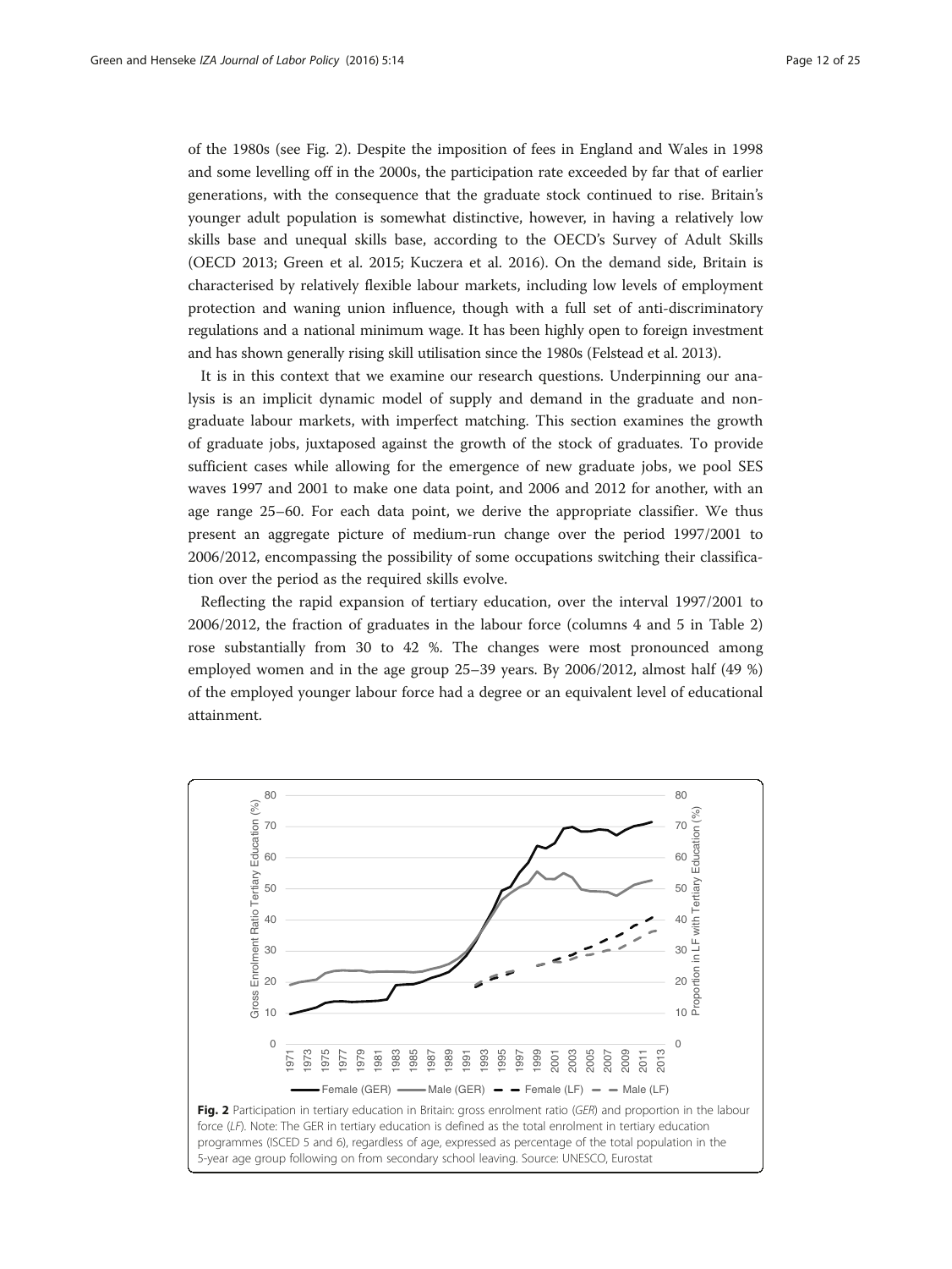of the 1980s (see Fig. 2). Despite the imposition of fees in England and Wales in 1998 and some levelling off in the 2000s, the participation rate exceeded by far that of earlier generations, with the consequence that the graduate stock continued to rise. Britain's younger adult population is somewhat distinctive, however, in having a relatively low skills base and unequal skills base, according to the OECD's Survey of Adult Skills (OECD 2013; Green et al. 2015; Kuczera et al. 2016). On the demand side, Britain is characterised by relatively flexible labour markets, including low levels of employment protection and waning union influence, though with a full set of anti-discriminatory regulations and a national minimum wage. It has been highly open to foreign investment and has shown generally rising skill utilisation since the 1980s (Felstead et al. 2013).

It is in this context that we examine our research questions. Underpinning our analysis is an implicit dynamic model of supply and demand in the graduate and non-graduate labour markets, with imperfect matching. This section examines the growth of graduate jobs, juxtaposed against the growth of the stock of graduates. To provide sufficient cases while allowing for the emergence of new graduate jobs, we pool SES waves 1997 and 2001 to make one data point, and 2006 and 2012 for another, with an age range 25–60. For each data point, we derive the appropriate classifier. We thus present an aggregate picture of medium-run change over the period 1997/2001 to 2006/2012, encompassing the possibility of some occupations switching their classification over the period as the required skills evolve.

Reflecting the rapid expansion of tertiary education, over the interval 1997/2001 to 2006/2012, the fraction of graduates in the labour force (columns 4 and 5 in Table 2) rose substantially from 30 to 42 %. The changes were most pronounced among employed women and in the age group 25–39 years. By 2006/2012, almost half (49 %) of the employed younger labour force had a degree or an equivalent level of educational attainment.

Gross Enrolment Ratio Tertiary Education (%)
Proportion in LF with Tertiary Education (%)
0 10 20 30 40 50 60 70 80
1971 1973 1975 1977 1979 1981 1983 1985 1987 1989 1991 1993 1995 1997 1999 2001 2003 2005 2007 2009 2011 2013
Female (GER) Male (GER) Female (LF) Male (LF)

**Fig. 2** Participation in tertiary education in Britain: gross enrolment ratio (*GER*) and proportion in the labour force (*LF*). Note: The GER in tertiary education is defined as the total enrolment in tertiary education programmes (ISCED 5 and 6), regardless of age, expressed as percentage of the total population in the 5-year age group following on from secondary school leaving. Source: UNESCO, Eurostat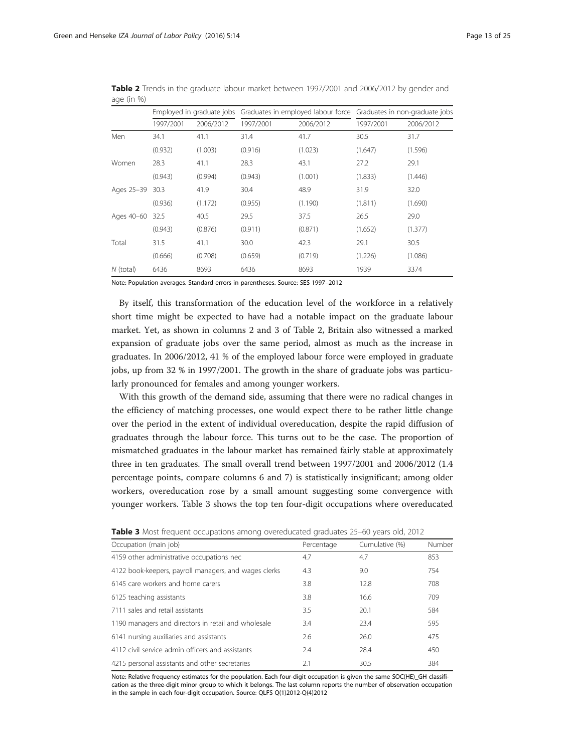**Table 2** Trends in the graduate labour market between 1997/2001 and 2006/2012 by gender and age (in %)

| | Employed in graduate jobs | | Graduates in employed labour force | | Graduates in non-graduate jobs | |
|---|---|---|---|---|---|---|
| | 1997/2001 | 2006/2012 | 1997/2001 | 2006/2012 | 1997/2001 | 2006/2012 |
| Men | 34.1 | 41.1 | 31.4 | 41.7 | 30.5 | 31.7 |
| | (0.932) | (1.003) | (0.916) | (1.023) | (1.647) | (1.596) |
| Women | 28.3 | 41.1 | 28.3 | 43.1 | 27.2 | 29.1 |
| | (0.943) | (0.994) | (0.943) | (1.001) | (1.833) | (1.446) |
| Ages 25–39 | 30.3 | 41.9 | 30.4 | 48.9 | 31.9 | 32.0 |
| | (0.936) | (1.172) | (0.955) | (1.190) | (1.811) | (1.690) |
| Ages 40–60 | 32.5 | 40.5 | 29.5 | 37.5 | 26.5 | 29.0 |
| | (0.943) | (0.876) | (0.911) | (0.871) | (1.652) | (1.377) |
| Total | 31.5 | 41.1 | 30.0 | 42.3 | 29.1 | 30.5 |
| | (0.666) | (0.708) | (0.659) | (0.719) | (1.226) | (1.086) |
| *N* (total) | 6436 | 8693 | 6436 | 8693 | 1939 | 3374 |

Note: Population averages. Standard errors in parentheses. Source: SES 1997–2012

By itself, this transformation of the education level of the workforce in a relatively short time might be expected to have had a notable impact on the graduate labour market. Yet, as shown in columns 2 and 3 of Table 2, Britain also witnessed a marked expansion of graduate jobs over the same period, almost as much as the increase in graduates. In 2006/2012, 41 % of the employed labour force were employed in graduate jobs, up from 32 % in 1997/2001. The growth in the share of graduate jobs was particularly pronounced for females and among younger workers.

With this growth of the demand side, assuming that there were no radical changes in the efficiency of matching processes, one would expect there to be rather little change over the period in the extent of individual overeducation, despite the rapid diffusion of graduates through the labour force. This turns out to be the case. The proportion of mismatched graduates in the labour market has remained fairly stable at approximately three in ten graduates. The small overall trend between 1997/2001 and 2006/2012 (1.4 percentage points, compare columns 6 and 7) is statistically insignificant; among older workers, overeducation rose by a small amount suggesting some convergence with younger workers. Table 3 shows the top ten four-digit occupations where overeducated

**Table 3** Most frequent occupations among overeducated graduates 25–60 years old, 2012

| Occupation (main job) | Percentage | Cumulative (%) | Number |
|---|---|---|---|
| 4159 other administrative occupations nec | 4.7 | 4.7 | 853 |
| 4122 book-keepers, payroll managers, and wages clerks | 4.3 | 9.0 | 754 |
| 6145 care workers and home carers | 3.8 | 12.8 | 708 |
| 6125 teaching assistants | 3.8 | 16.6 | 709 |
| 7111 sales and retail assistants | 3.5 | 20.1 | 584 |
| 1190 managers and directors in retail and wholesale | 3.4 | 23.4 | 595 |
| 6141 nursing auxiliaries and assistants | 2.6 | 26.0 | 475 |
| 4112 civil service admin officers and assistants | 2.4 | 28.4 | 450 |
| 4215 personal assistants and other secretaries | 2.1 | 30.5 | 384 |

Note: Relative frequency estimates for the population. Each four-digit occupation is given the same SOC(HE)_GH classification as the three-digit minor group to which it belongs. The last column reports the number of observation occupation in the sample in each four-digit occupation. Source: QLFS Q(1)2012-Q(4)2012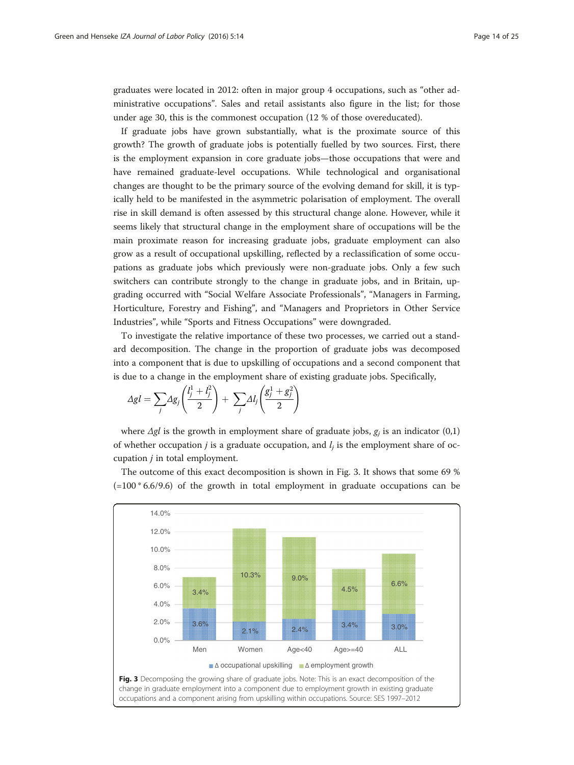graduates were located in 2012: often in major group 4 occupations, such as "other administrative occupations". Sales and retail assistants also figure in the list; for those under age 30, this is the commonest occupation (12 % of those overeducated).

If graduate jobs have grown substantially, what is the proximate source of this growth? The growth of graduate jobs is potentially fuelled by two sources. First, there is the employment expansion in core graduate jobs—those occupations that were and have remained graduate-level occupations. While technological and organisational changes are thought to be the primary source of the evolving demand for skill, it is typically held to be manifested in the asymmetric polarisation of employment. The overall rise in skill demand is often assessed by this structural change alone. However, while it seems likely that structural change in the employment share of occupations will be the main proximate reason for increasing graduate jobs, graduate employment can also grow as a result of occupational upskilling, reflected by a reclassification of some occupations as graduate jobs which previously were non-graduate jobs. Only a few such switchers can contribute strongly to the change in graduate jobs, and in Britain, upgrading occurred with "Social Welfare Associate Professionals", "Managers in Farming, Horticulture, Forestry and Fishing", and "Managers and Proprietors in Other Service Industries", while "Sports and Fitness Occupations" were downgraded.

To investigate the relative importance of these two processes, we carried out a standard decomposition. The change in the proportion of graduate jobs was decomposed into a component that is due to upskilling of occupations and a second component that is due to a change in the employment share of existing graduate jobs. Specifically,

$$\Delta gl = \sum_j \Delta g_j \left( \frac{l_j^1 + l_j^2}{2} \right) + \sum_j \Delta l_j \left( \frac{g_j^1 + g_j^2}{2} \right)$$

where $\Delta gl$ is the growth in employment share of graduate jobs, $g_j$ is an indicator (0,1) of whether occupation $j$ is a graduate occupation, and $l_j$ is the employment share of occupation $j$ in total employment.

The outcome of this exact decomposition is shown in Fig. 3. It shows that some 69 % (=100 * 6.6/9.6) of the growth in total employment in graduate occupations can be

14.0%
12.0%
10.0%
8.0%
6.0%
4.0%
2.0%
0.0%

Men: 3.6%, 3.4%
Women: 2.1%, 10.3%
Age<40: 2.4%, 9.0%
Age>=40: 3.4%, 4.5%
ALL: 3.0%, 6.6%

Δ occupational upskilling　Δ employment growth

**Fig. 3** Decomposing the growing share of graduate jobs. Note: This is an exact decomposition of the change in graduate employment into a component due to employment growth in existing graduate occupations and a component arising from upskilling within occupations. Source: SES 1997–2012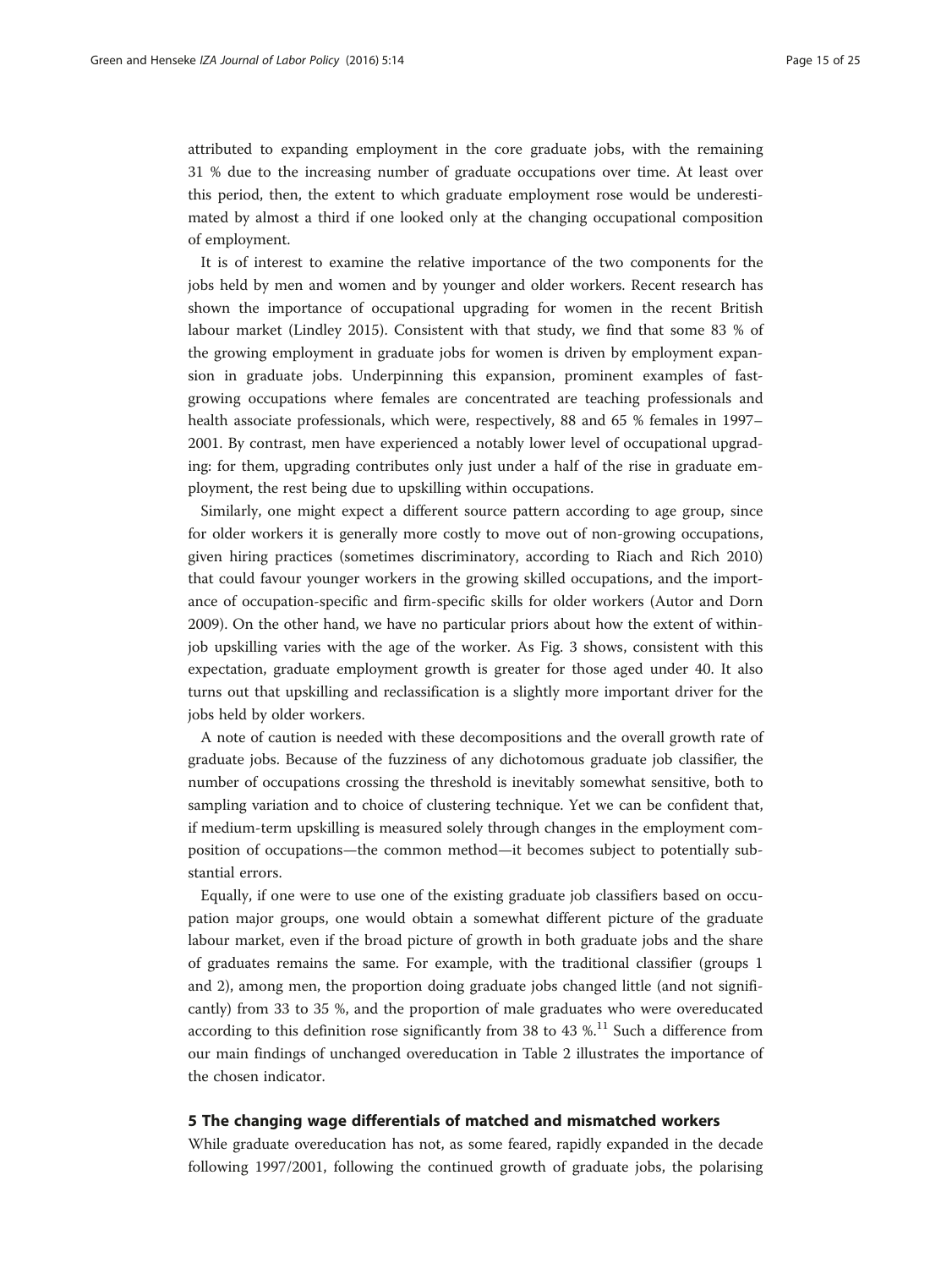attributed to expanding employment in the core graduate jobs, with the remaining 31 % due to the increasing number of graduate occupations over time. At least over this period, then, the extent to which graduate employment rose would be underestimated by almost a third if one looked only at the changing occupational composition of employment.

It is of interest to examine the relative importance of the two components for the jobs held by men and women and by younger and older workers. Recent research has shown the importance of occupational upgrading for women in the recent British labour market (Lindley 2015). Consistent with that study, we find that some 83 % of the growing employment in graduate jobs for women is driven by employment expansion in graduate jobs. Underpinning this expansion, prominent examples of fast-growing occupations where females are concentrated are teaching professionals and health associate professionals, which were, respectively, 88 and 65 % females in 1997–2001. By contrast, men have experienced a notably lower level of occupational upgrading: for them, upgrading contributes only just under a half of the rise in graduate employment, the rest being due to upskilling within occupations.

Similarly, one might expect a different source pattern according to age group, since for older workers it is generally more costly to move out of non-growing occupations, given hiring practices (sometimes discriminatory, according to Riach and Rich 2010) that could favour younger workers in the growing skilled occupations, and the importance of occupation-specific and firm-specific skills for older workers (Autor and Dorn 2009). On the other hand, we have no particular priors about how the extent of within-job upskilling varies with the age of the worker. As Fig. 3 shows, consistent with this expectation, graduate employment growth is greater for those aged under 40. It also turns out that upskilling and reclassification is a slightly more important driver for the jobs held by older workers.

A note of caution is needed with these decompositions and the overall growth rate of graduate jobs. Because of the fuzziness of any dichotomous graduate job classifier, the number of occupations crossing the threshold is inevitably somewhat sensitive, both to sampling variation and to choice of clustering technique. Yet we can be confident that, if medium-term upskilling is measured solely through changes in the employment composition of occupations—the common method—it becomes subject to potentially substantial errors.

Equally, if one were to use one of the existing graduate job classifiers based on occupation major groups, one would obtain a somewhat different picture of the graduate labour market, even if the broad picture of growth in both graduate jobs and the share of graduates remains the same. For example, with the traditional classifier (groups 1 and 2), among men, the proportion doing graduate jobs changed little (and not significantly) from 33 to 35 %, and the proportion of male graduates who were overeducated according to this definition rose significantly from 38 to 43 %.[11] Such a difference from our main findings of unchanged overeducation in Table 2 illustrates the importance of the chosen indicator.

## 5 The changing wage differentials of matched and mismatched workers

While graduate overeducation has not, as some feared, rapidly expanded in the decade following 1997/2001, following the continued growth of graduate jobs, the polarising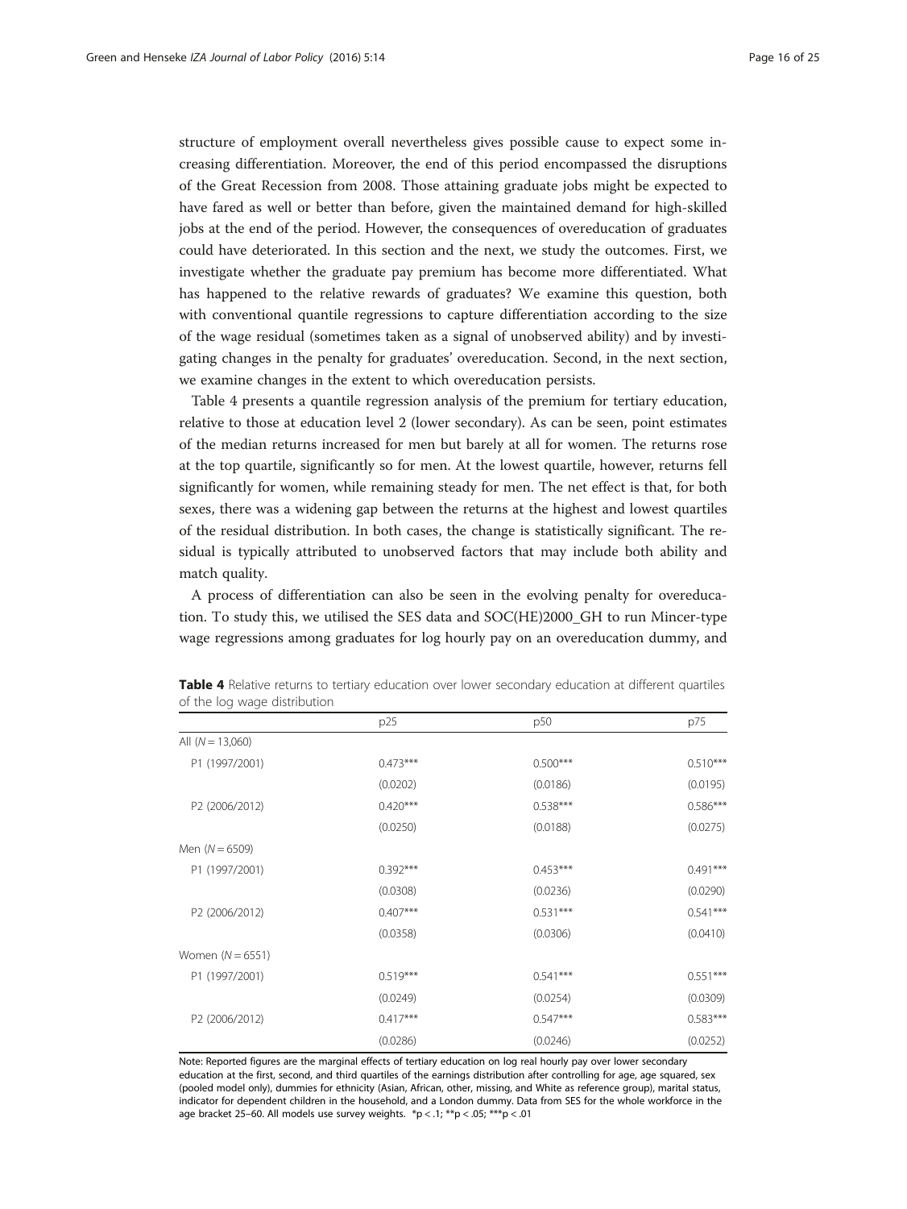structure of employment overall nevertheless gives possible cause to expect some increasing differentiation. Moreover, the end of this period encompassed the disruptions of the Great Recession from 2008. Those attaining graduate jobs might be expected to have fared as well or better than before, given the maintained demand for high-skilled jobs at the end of the period. However, the consequences of overeducation of graduates could have deteriorated. In this section and the next, we study the outcomes. First, we investigate whether the graduate pay premium has become more differentiated. What has happened to the relative rewards of graduates? We examine this question, both with conventional quantile regressions to capture differentiation according to the size of the wage residual (sometimes taken as a signal of unobserved ability) and by investigating changes in the penalty for graduates' overeducation. Second, in the next section, we examine changes in the extent to which overeducation persists.

Table 4 presents a quantile regression analysis of the premium for tertiary education, relative to those at education level 2 (lower secondary). As can be seen, point estimates of the median returns increased for men but barely at all for women. The returns rose at the top quartile, significantly so for men. At the lowest quartile, however, returns fell significantly for women, while remaining steady for men. The net effect is that, for both sexes, there was a widening gap between the returns at the highest and lowest quartiles of the residual distribution. In both cases, the change is statistically significant. The residual is typically attributed to unobserved factors that may include both ability and match quality.

A process of differentiation can also be seen in the evolving penalty for overeducation. To study this, we utilised the SES data and SOC(HE)2000_GH to run Mincer-type wage regressions among graduates for log hourly pay on an overeducation dummy, and

**Table 4** Relative returns to tertiary education over lower secondary education at different quartiles of the log wage distribution

| | p25 | p50 | p75 |
|---|---|---|---|
| All ($N = 13{,}060$) | | | |
| P1 (1997/2001) | 0.473*** | 0.500*** | 0.510*** |
| | (0.0202) | (0.0186) | (0.0195) |
| P2 (2006/2012) | 0.420*** | 0.538*** | 0.586*** |
| | (0.0250) | (0.0188) | (0.0275) |
| Men ($N = 6509$) | | | |
| P1 (1997/2001) | 0.392*** | 0.453*** | 0.491*** |
| | (0.0308) | (0.0236) | (0.0290) |
| P2 (2006/2012) | 0.407*** | 0.531*** | 0.541*** |
| | (0.0358) | (0.0306) | (0.0410) |
| Women ($N = 6551$) | | | |
| P1 (1997/2001) | 0.519*** | 0.541*** | 0.551*** |
| | (0.0249) | (0.0254) | (0.0309) |
| P2 (2006/2012) | 0.417*** | 0.547*** | 0.583*** |
| | (0.0286) | (0.0246) | (0.0252) |

Note: Reported figures are the marginal effects of tertiary education on log real hourly pay over lower secondary education at the first, second, and third quartiles of the earnings distribution after controlling for age, age squared, sex (pooled model only), dummies for ethnicity (Asian, African, other, missing, and White as reference group), marital status, indicator for dependent children in the household, and a London dummy. Data from SES for the whole workforce in the age bracket 25–60. All models use survey weights. *$p < .1$; **$p < .05$; ***$p < .01$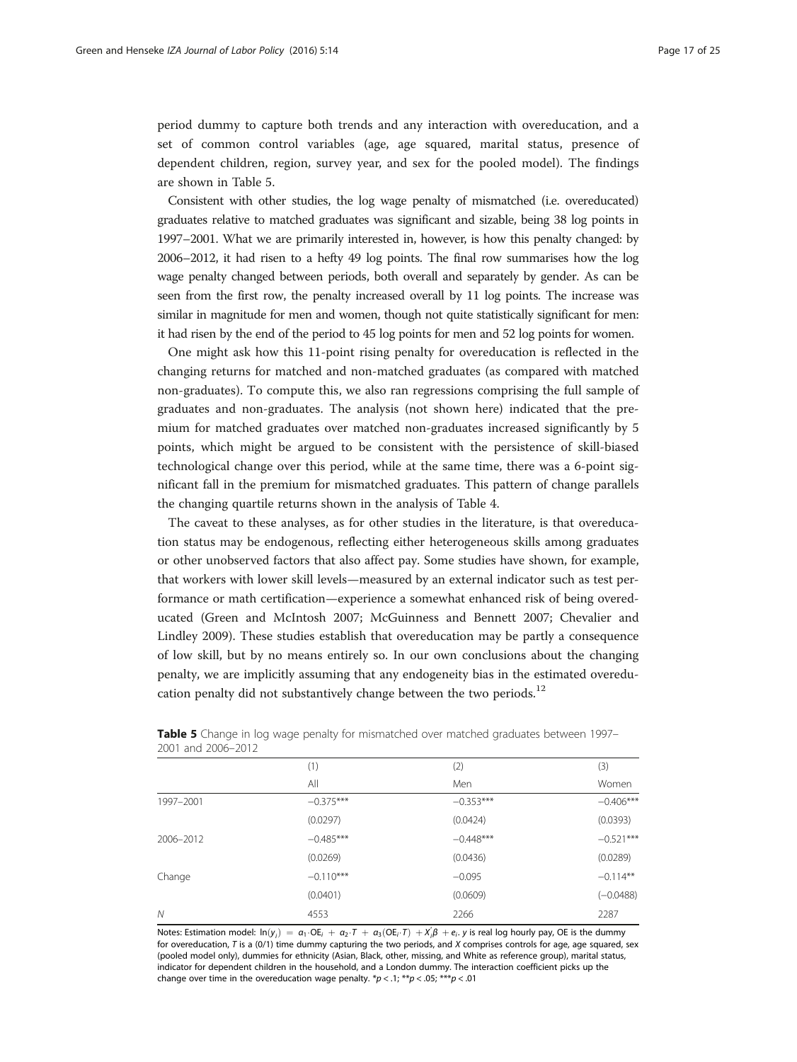period dummy to capture both trends and any interaction with overeducation, and a set of common control variables (age, age squared, marital status, presence of dependent children, region, survey year, and sex for the pooled model). The findings are shown in Table 5.

Consistent with other studies, the log wage penalty of mismatched (i.e. overeducated) graduates relative to matched graduates was significant and sizable, being 38 log points in 1997–2001. What we are primarily interested in, however, is how this penalty changed: by 2006–2012, it had risen to a hefty 49 log points. The final row summarises how the log wage penalty changed between periods, both overall and separately by gender. As can be seen from the first row, the penalty increased overall by 11 log points. The increase was similar in magnitude for men and women, though not quite statistically significant for men: it had risen by the end of the period to 45 log points for men and 52 log points for women.

One might ask how this 11-point rising penalty for overeducation is reflected in the changing returns for matched and non-matched graduates (as compared with matched non-graduates). To compute this, we also ran regressions comprising the full sample of graduates and non-graduates. The analysis (not shown here) indicated that the premium for matched graduates over matched non-graduates increased significantly by 5 points, which might be argued to be consistent with the persistence of skill-biased technological change over this period, while at the same time, there was a 6-point significant fall in the premium for mismatched graduates. This pattern of change parallels the changing quartile returns shown in the analysis of Table 4.

The caveat to these analyses, as for other studies in the literature, is that overeducation status may be endogenous, reflecting either heterogeneous skills among graduates or other unobserved factors that also affect pay. Some studies have shown, for example, that workers with lower skill levels—measured by an external indicator such as test performance or math certification—experience a somewhat enhanced risk of being overeducated (Green and McIntosh 2007; McGuinness and Bennett 2007; Chevalier and Lindley 2009). These studies establish that overeducation may be partly a consequence of low skill, but by no means entirely so. In our own conclusions about the changing penalty, we are implicitly assuming that any endogeneity bias in the estimated overeducation penalty did not substantively change between the two periods.[12]

**Table 5** Change in log wage penalty for mismatched over matched graduates between 1997–2001 and 2006–2012

| | (1) | (2) | (3) |
|---|---|---|---|
| | All | Men | Women |
| 1997–2001 | −0.375*** | −0.353*** | −0.406*** |
| | (0.0297) | (0.0424) | (0.0393) |
| 2006–2012 | −0.485*** | −0.448*** | −0.521*** |
| | (0.0269) | (0.0436) | (0.0289) |
| Change | −0.110*** | −0.095 | −0.114** |
| | (0.0401) | (0.0609) | (−0.0488) |
| $N$ | 4553 | 2266 | 2287 |

Notes: Estimation model: $\ln(y_i) = \alpha_1 \cdot \text{OE}_i + \alpha_2 \cdot T + \alpha_3(\text{OE}_i \cdot T) + X_i'\beta + e_i$. $y$ is real log hourly pay, OE is the dummy for overeducation, $T$ is a (0/1) time dummy capturing the two periods, and $X$ comprises controls for age, age squared, sex (pooled model only), dummies for ethnicity (Asian, Black, other, missing, and White as reference group), marital status, indicator for dependent children in the household, and a London dummy. The interaction coefficient picks up the change over time in the overeducation wage penalty. $^{*}p < .1$; $^{**}p < .05$; $^{***}p < .01$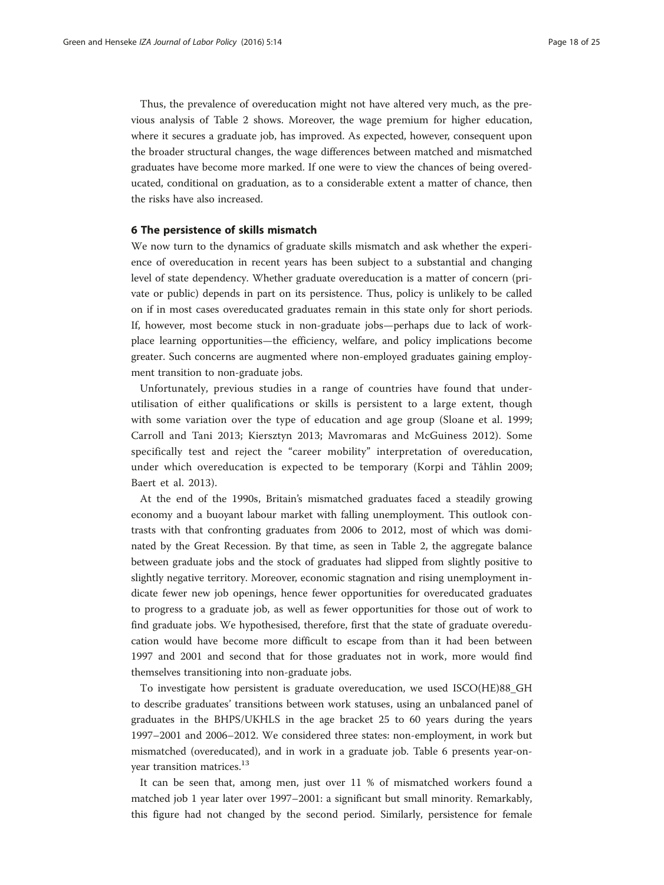Thus, the prevalence of overeducation might not have altered very much, as the previous analysis of Table 2 shows. Moreover, the wage premium for higher education, where it secures a graduate job, has improved. As expected, however, consequent upon the broader structural changes, the wage differences between matched and mismatched graduates have become more marked. If one were to view the chances of being overeducated, conditional on graduation, as to a considerable extent a matter of chance, then the risks have also increased.

## 6 The persistence of skills mismatch

We now turn to the dynamics of graduate skills mismatch and ask whether the experience of overeducation in recent years has been subject to a substantial and changing level of state dependency. Whether graduate overeducation is a matter of concern (private or public) depends in part on its persistence. Thus, policy is unlikely to be called on if in most cases overeducated graduates remain in this state only for short periods. If, however, most become stuck in non-graduate jobs—perhaps due to lack of workplace learning opportunities—the efficiency, welfare, and policy implications become greater. Such concerns are augmented where non-employed graduates gaining employment transition to non-graduate jobs.

Unfortunately, previous studies in a range of countries have found that under-utilisation of either qualifications or skills is persistent to a large extent, though with some variation over the type of education and age group (Sloane et al. 1999; Carroll and Tani 2013; Kiersztyn 2013; Mavromaras and McGuiness 2012). Some specifically test and reject the "career mobility" interpretation of overeducation, under which overeducation is expected to be temporary (Korpi and Tåhlin 2009; Baert et al. 2013).

At the end of the 1990s, Britain's mismatched graduates faced a steadily growing economy and a buoyant labour market with falling unemployment. This outlook contrasts with that confronting graduates from 2006 to 2012, most of which was dominated by the Great Recession. By that time, as seen in Table 2, the aggregate balance between graduate jobs and the stock of graduates had slipped from slightly positive to slightly negative territory. Moreover, economic stagnation and rising unemployment indicate fewer new job openings, hence fewer opportunities for overeducated graduates to progress to a graduate job, as well as fewer opportunities for those out of work to find graduate jobs. We hypothesised, therefore, first that the state of graduate overeducation would have become more difficult to escape from than it had been between 1997 and 2001 and second that for those graduates not in work, more would find themselves transitioning into non-graduate jobs.

To investigate how persistent is graduate overeducation, we used ISCO(HE)88_GH to describe graduates' transitions between work statuses, using an unbalanced panel of graduates in the BHPS/UKHLS in the age bracket 25 to 60 years during the years 1997–2001 and 2006–2012. We considered three states: non-employment, in work but mismatched (overeducated), and in work in a graduate job. Table 6 presents year-on-year transition matrices.[13]

It can be seen that, among men, just over 11 % of mismatched workers found a matched job 1 year later over 1997–2001: a significant but small minority. Remarkably, this figure had not changed by the second period. Similarly, persistence for female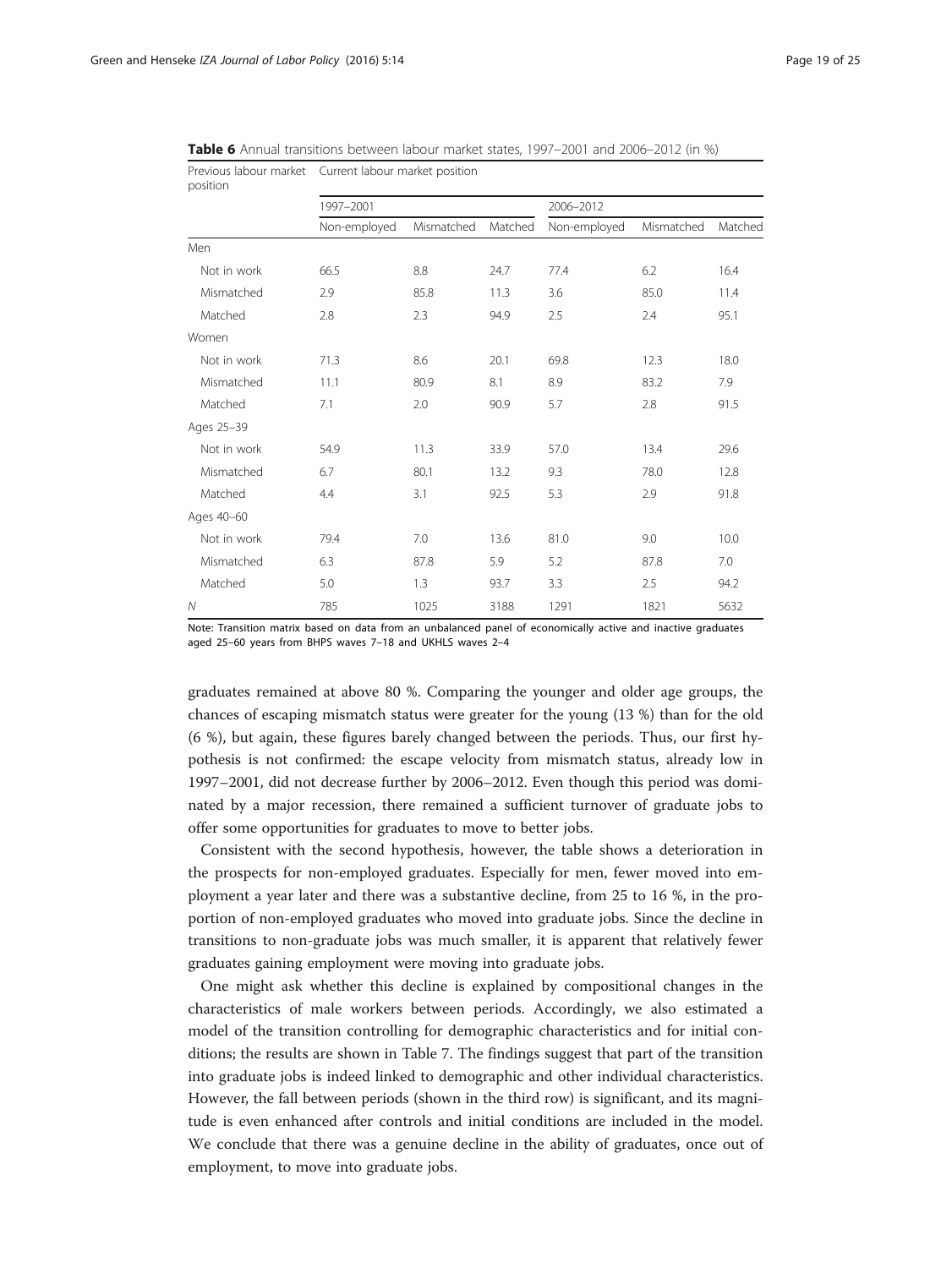**Table 6** Annual transitions between labour market states, 1997–2001 and 2006–2012 (in %)

| Previous labour market position | Current labour market position | | | | | |
|---|---|---|---|---|---|---|
| | 1997–2001 | | | 2006–2012 | | |
| | Non-employed | Mismatched | Matched | Non-employed | Mismatched | Matched |
| Men | | | | | | |
| Not in work | 66.5 | 8.8 | 24.7 | 77.4 | 6.2 | 16.4 |
| Mismatched | 2.9 | 85.8 | 11.3 | 3.6 | 85.0 | 11.4 |
| Matched | 2.8 | 2.3 | 94.9 | 2.5 | 2.4 | 95.1 |
| Women | | | | | | |
| Not in work | 71.3 | 8.6 | 20.1 | 69.8 | 12.3 | 18.0 |
| Mismatched | 11.1 | 80.9 | 8.1 | 8.9 | 83.2 | 7.9 |
| Matched | 7.1 | 2.0 | 90.9 | 5.7 | 2.8 | 91.5 |
| Ages 25–39 | | | | | | |
| Not in work | 54.9 | 11.3 | 33.9 | 57.0 | 13.4 | 29.6 |
| Mismatched | 6.7 | 80.1 | 13.2 | 9.3 | 78.0 | 12.8 |
| Matched | 4.4 | 3.1 | 92.5 | 5.3 | 2.9 | 91.8 |
| Ages 40–60 | | | | | | |
| Not in work | 79.4 | 7.0 | 13.6 | 81.0 | 9.0 | 10.0 |
| Mismatched | 6.3 | 87.8 | 5.9 | 5.2 | 87.8 | 7.0 |
| Matched | 5.0 | 1.3 | 93.7 | 3.3 | 2.5 | 94.2 |
| *N* | 785 | 1025 | 3188 | 1291 | 1821 | 5632 |

Note: Transition matrix based on data from an unbalanced panel of economically active and inactive graduates aged 25–60 years from BHPS waves 7–18 and UKHLS waves 2–4

graduates remained at above 80 %. Comparing the younger and older age groups, the chances of escaping mismatch status were greater for the young (13 %) than for the old (6 %), but again, these figures barely changed between the periods. Thus, our first hypothesis is not confirmed: the escape velocity from mismatch status, already low in 1997–2001, did not decrease further by 2006–2012. Even though this period was dominated by a major recession, there remained a sufficient turnover of graduate jobs to offer some opportunities for graduates to move to better jobs.

Consistent with the second hypothesis, however, the table shows a deterioration in the prospects for non-employed graduates. Especially for men, fewer moved into employment a year later and there was a substantive decline, from 25 to 16 %, in the proportion of non-employed graduates who moved into graduate jobs. Since the decline in transitions to non-graduate jobs was much smaller, it is apparent that relatively fewer graduates gaining employment were moving into graduate jobs.

One might ask whether this decline is explained by compositional changes in the characteristics of male workers between periods. Accordingly, we also estimated a model of the transition controlling for demographic characteristics and for initial conditions; the results are shown in Table 7. The findings suggest that part of the transition into graduate jobs is indeed linked to demographic and other individual characteristics. However, the fall between periods (shown in the third row) is significant, and its magnitude is even enhanced after controls and initial conditions are included in the model. We conclude that there was a genuine decline in the ability of graduates, once out of employment, to move into graduate jobs.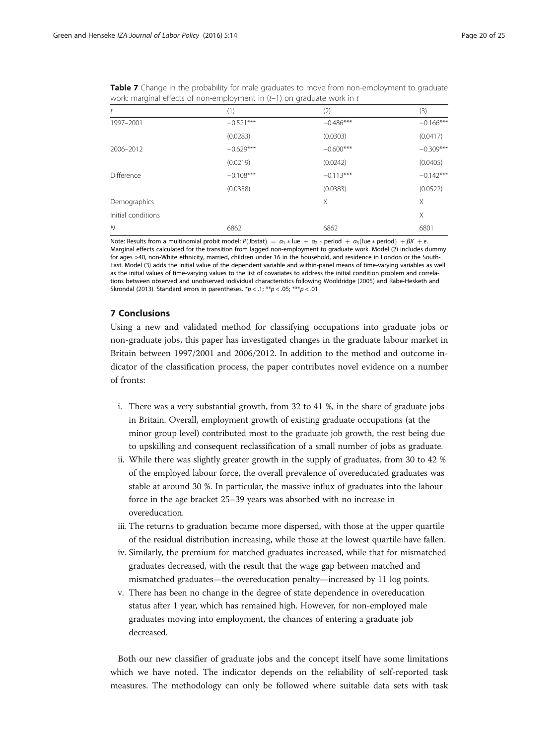**Table 7** Change in the probability for male graduates to move from non-employment to graduate work: marginal effects of non-employment in ($t$–1) on graduate work in $t$

| $t$ | (1) | (2) | (3) |
|---|---|---|---|
| 1997–2001 | −0.521*** | −0.486*** | −0.166*** |
| | (0.0283) | (0.0303) | (0.0417) |
| 2006–2012 | −0.629*** | −0.600*** | −0.309*** |
| | (0.0219) | (0.0242) | (0.0405) |
| Difference | −0.108*** | −0.113*** | −0.142*** |
| | (0.0358) | (0.0383) | (0.0522) |
| Demographics | | X | X |
| Initial conditions | | | X |
| $N$ | 6862 | 6862 | 6801 |

Note: Results from a multinomial probit model: $P(\text{Jbstat}) = \alpha_1 * \text{lue} + \alpha_2 * \text{period} + \alpha_3(\text{lue} * \text{period}) + \beta X + e$. Marginal effects calculated for the transition from lagged non-employment to graduate work. Model (2) includes dummy for ages >40, non-White ethnicity, married, children under 16 in the household, and residence in London or the South-East. Model (3) adds the initial value of the dependent variable and within-panel means of time-varying variables as well as the initial values of time-varying values to the list of covariates to address the initial condition problem and correlations between observed and unobserved individual characteristics following Wooldridge (2005) and Rabe-Hesketh and Skrondal (2013). Standard errors in parentheses. *$p < .1$; **$p < .05$; ***$p < .01$

## 7 Conclusions

Using a new and validated method for classifying occupations into graduate jobs or non-graduate jobs, this paper has investigated changes in the graduate labour market in Britain between 1997/2001 and 2006/2012. In addition to the method and outcome indicator of the classification process, the paper contributes novel evidence on a number of fronts:

i. There was a very substantial growth, from 32 to 41 %, in the share of graduate jobs in Britain. Overall, employment growth of existing graduate occupations (at the minor group level) contributed most to the graduate job growth, the rest being due to upskilling and consequent reclassification of a small number of jobs as graduate.
ii. While there was slightly greater growth in the supply of graduates, from 30 to 42 % of the employed labour force, the overall prevalence of overeducated graduates was stable at around 30 %. In particular, the massive influx of graduates into the labour force in the age bracket 25–39 years was absorbed with no increase in overeducation.
iii. The returns to graduation became more dispersed, with those at the upper quartile of the residual distribution increasing, while those at the lowest quartile have fallen.
iv. Similarly, the premium for matched graduates increased, while that for mismatched graduates decreased, with the result that the wage gap between matched and mismatched graduates—the overeducation penalty—increased by 11 log points.
v. There has been no change in the degree of state dependence in overeducation status after 1 year, which has remained high. However, for non-employed male graduates moving into employment, the chances of entering a graduate job decreased.

Both our new classifier of graduate jobs and the concept itself have some limitations which we have noted. The indicator depends on the reliability of self-reported task measures. The methodology can only be followed where suitable data sets with task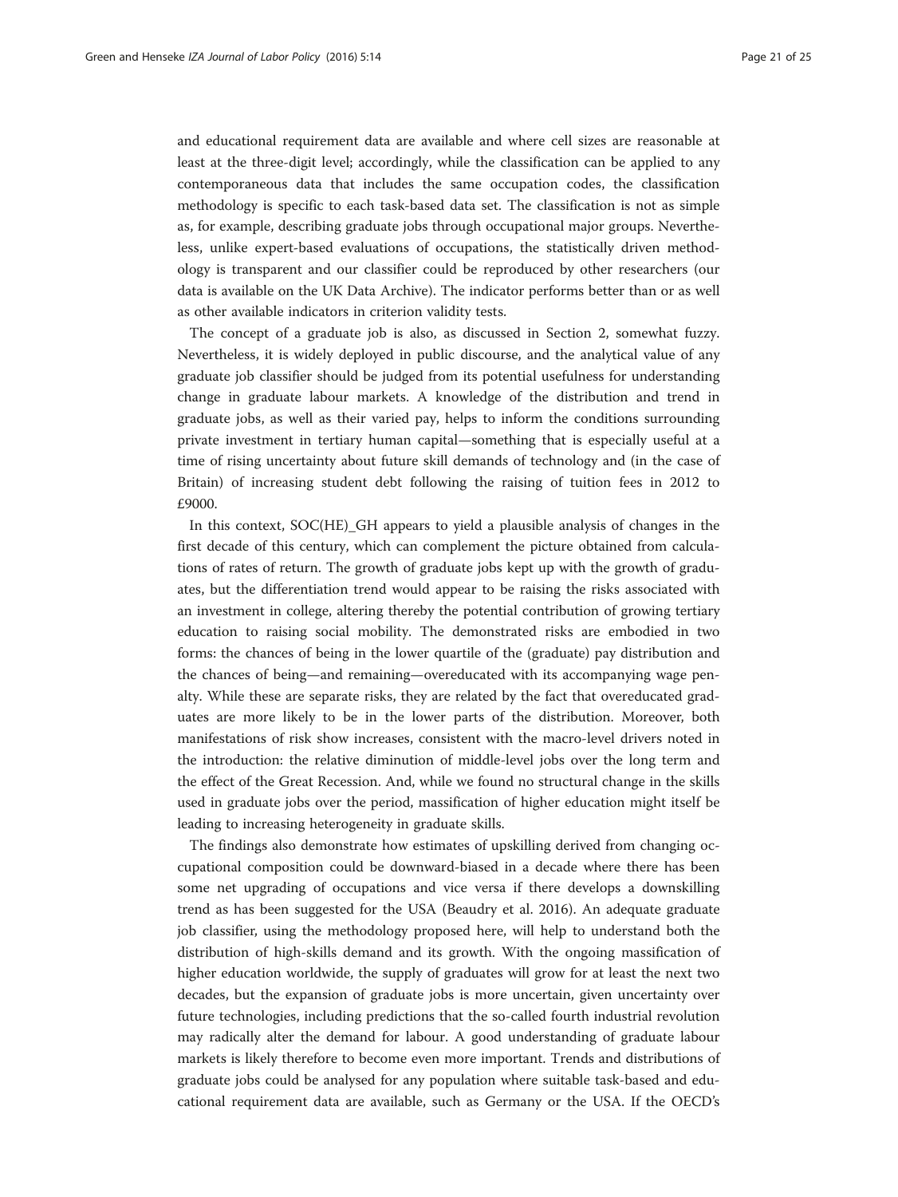and educational requirement data are available and where cell sizes are reasonable at least at the three-digit level; accordingly, while the classification can be applied to any contemporaneous data that includes the same occupation codes, the classification methodology is specific to each task-based data set. The classification is not as simple as, for example, describing graduate jobs through occupational major groups. Nevertheless, unlike expert-based evaluations of occupations, the statistically driven methodology is transparent and our classifier could be reproduced by other researchers (our data is available on the UK Data Archive). The indicator performs better than or as well as other available indicators in criterion validity tests.

The concept of a graduate job is also, as discussed in Section 2, somewhat fuzzy. Nevertheless, it is widely deployed in public discourse, and the analytical value of any graduate job classifier should be judged from its potential usefulness for understanding change in graduate labour markets. A knowledge of the distribution and trend in graduate jobs, as well as their varied pay, helps to inform the conditions surrounding private investment in tertiary human capital—something that is especially useful at a time of rising uncertainty about future skill demands of technology and (in the case of Britain) of increasing student debt following the raising of tuition fees in 2012 to £9000.

In this context, SOC(HE)_GH appears to yield a plausible analysis of changes in the first decade of this century, which can complement the picture obtained from calculations of rates of return. The growth of graduate jobs kept up with the growth of graduates, but the differentiation trend would appear to be raising the risks associated with an investment in college, altering thereby the potential contribution of growing tertiary education to raising social mobility. The demonstrated risks are embodied in two forms: the chances of being in the lower quartile of the (graduate) pay distribution and the chances of being—and remaining—overeducated with its accompanying wage penalty. While these are separate risks, they are related by the fact that overeducated graduates are more likely to be in the lower parts of the distribution. Moreover, both manifestations of risk show increases, consistent with the macro-level drivers noted in the introduction: the relative diminution of middle-level jobs over the long term and the effect of the Great Recession. And, while we found no structural change in the skills used in graduate jobs over the period, massification of higher education might itself be leading to increasing heterogeneity in graduate skills.

The findings also demonstrate how estimates of upskilling derived from changing occupational composition could be downward-biased in a decade where there has been some net upgrading of occupations and vice versa if there develops a downskilling trend as has been suggested for the USA (Beaudry et al. 2016). An adequate graduate job classifier, using the methodology proposed here, will help to understand both the distribution of high-skills demand and its growth. With the ongoing massification of higher education worldwide, the supply of graduates will grow for at least the next two decades, but the expansion of graduate jobs is more uncertain, given uncertainty over future technologies, including predictions that the so-called fourth industrial revolution may radically alter the demand for labour. A good understanding of graduate labour markets is likely therefore to become even more important. Trends and distributions of graduate jobs could be analysed for any population where suitable task-based and educational requirement data are available, such as Germany or the USA. If the OECD's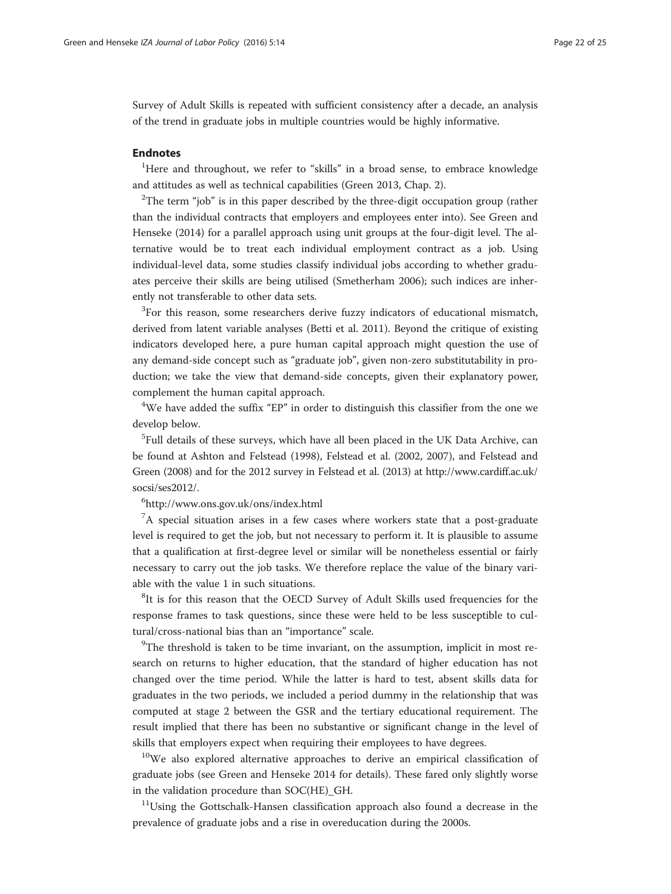Survey of Adult Skills is repeated with sufficient consistency after a decade, an analysis of the trend in graduate jobs in multiple countries would be highly informative.

## Endnotes

[1]Here and throughout, we refer to "skills" in a broad sense, to embrace knowledge and attitudes as well as technical capabilities (Green 2013, Chap. 2).

[2]The term "job" is in this paper described by the three-digit occupation group (rather than the individual contracts that employers and employees enter into). See Green and Henseke (2014) for a parallel approach using unit groups at the four-digit level. The alternative would be to treat each individual employment contract as a job. Using individual-level data, some studies classify individual jobs according to whether graduates perceive their skills are being utilised (Smetherham 2006); such indices are inherently not transferable to other data sets.

[3]For this reason, some researchers derive fuzzy indicators of educational mismatch, derived from latent variable analyses (Betti et al. 2011). Beyond the critique of existing indicators developed here, a pure human capital approach might question the use of any demand-side concept such as "graduate job", given non-zero substitutability in production; we take the view that demand-side concepts, given their explanatory power, complement the human capital approach.

[4]We have added the suffix "EP" in order to distinguish this classifier from the one we develop below.

[5]Full details of these surveys, which have all been placed in the UK Data Archive, can be found at Ashton and Felstead (1998), Felstead et al. (2002, 2007), and Felstead and Green (2008) and for the 2012 survey in Felstead et al. (2013) at http://www.cardiff.ac.uk/socsi/ses2012/.

[6]http://www.ons.gov.uk/ons/index.html

[7]A special situation arises in a few cases where workers state that a post-graduate level is required to get the job, but not necessary to perform it. It is plausible to assume that a qualification at first-degree level or similar will be nonetheless essential or fairly necessary to carry out the job tasks. We therefore replace the value of the binary variable with the value 1 in such situations.

[8]It is for this reason that the OECD Survey of Adult Skills used frequencies for the response frames to task questions, since these were held to be less susceptible to cultural/cross-national bias than an "importance" scale.

[9]The threshold is taken to be time invariant, on the assumption, implicit in most research on returns to higher education, that the standard of higher education has not changed over the time period. While the latter is hard to test, absent skills data for graduates in the two periods, we included a period dummy in the relationship that was computed at stage 2 between the GSR and the tertiary educational requirement. The result implied that there has been no substantive or significant change in the level of skills that employers expect when requiring their employees to have degrees.

[10]We also explored alternative approaches to derive an empirical classification of graduate jobs (see Green and Henseke 2014 for details). These fared only slightly worse in the validation procedure than SOC(HE)_GH.

[11]Using the Gottschalk-Hansen classification approach also found a decrease in the prevalence of graduate jobs and a rise in overeducation during the 2000s.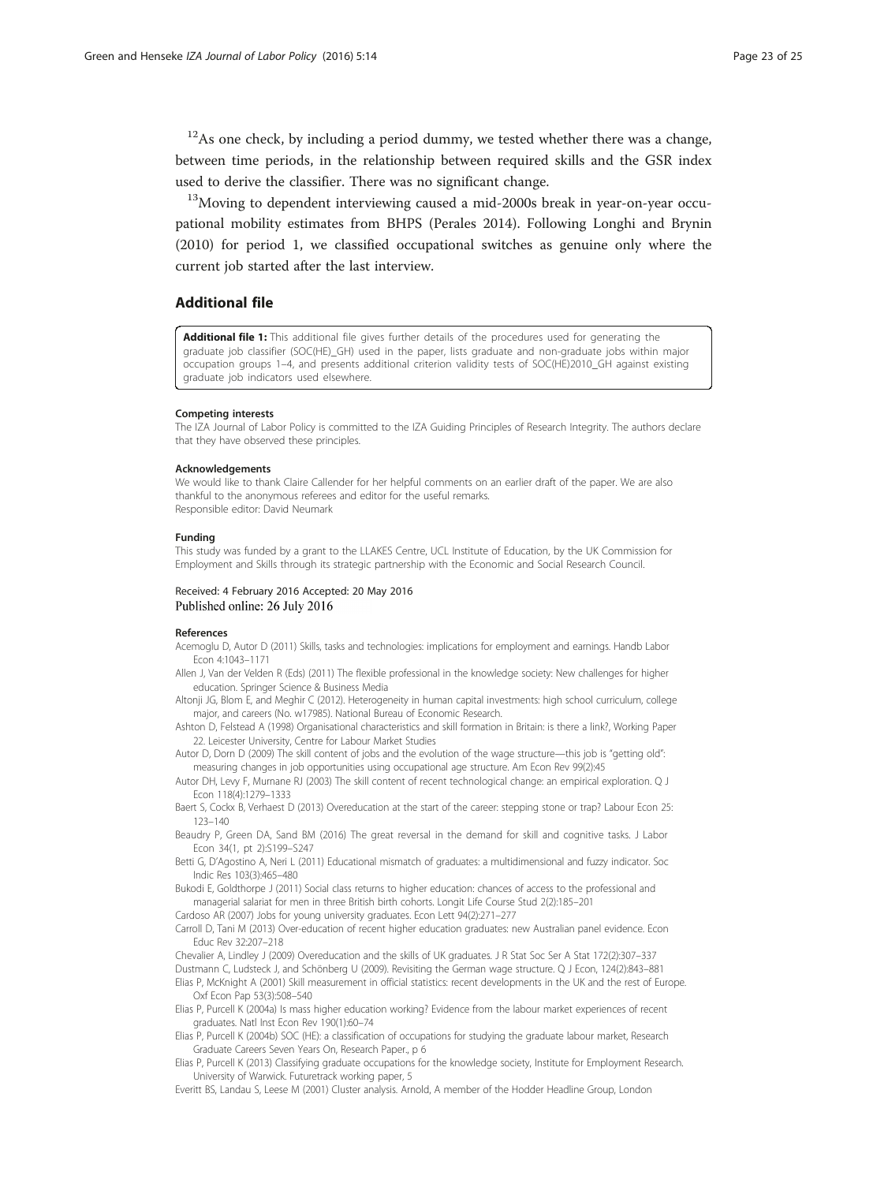[12]As one check, by including a period dummy, we tested whether there was a change, between time periods, in the relationship between required skills and the GSR index used to derive the classifier. There was no significant change.

[13]Moving to dependent interviewing caused a mid-2000s break in year-on-year occupational mobility estimates from BHPS (Perales 2014). Following Longhi and Brynin (2010) for period 1, we classified occupational switches as genuine only where the current job started after the last interview.

## Additional file

**Additional file 1:** This additional file gives further details of the procedures used for generating the graduate job classifier (SOC(HE)_GH) used in the paper, lists graduate and non-graduate jobs within major occupation groups 1–4, and presents additional criterion validity tests of SOC(HE)2010_GH against existing graduate job indicators used elsewhere.

#### Competing interests

The IZA Journal of Labor Policy is committed to the IZA Guiding Principles of Research Integrity. The authors declare that they have observed these principles.

#### Acknowledgements

We would like to thank Claire Callender for her helpful comments on an earlier draft of the paper. We are also thankful to the anonymous referees and editor for the useful remarks.
Responsible editor: David Neumark

#### Funding

This study was funded by a grant to the LLAKES Centre, UCL Institute of Education, by the UK Commission for Employment and Skills through its strategic partnership with the Economic and Social Research Council.

Received: 4 February 2016 Accepted: 20 May 2016
Published online: 26 July 2016

#### References

Acemoglu D, Autor D (2011) Skills, tasks and technologies: implications for employment and earnings. Handb Labor Econ 4:1043–1171

Allen J, Van der Velden R (Eds) (2011) The flexible professional in the knowledge society: New challenges for higher education. Springer Science & Business Media

Altonji JG, Blom E, and Meghir C (2012). Heterogeneity in human capital investments: high school curriculum, college major, and careers (No. w17985). National Bureau of Economic Research.

Ashton D, Felstead A (1998) Organisational characteristics and skill formation in Britain: is there a link?, Working Paper 22. Leicester University, Centre for Labour Market Studies

Autor D, Dorn D (2009) The skill content of jobs and the evolution of the wage structure—this job is "getting old": measuring changes in job opportunities using occupational age structure. Am Econ Rev 99(2):45

Autor DH, Levy F, Murnane RJ (2003) The skill content of recent technological change: an empirical exploration. Q J Econ 118(4):1279–1333

Baert S, Cockx B, Verhaest D (2013) Overeducation at the start of the career: stepping stone or trap? Labour Econ 25: 123–140

Beaudry P, Green DA, Sand BM (2016) The great reversal in the demand for skill and cognitive tasks. J Labor Econ 34(1, pt 2):S199–S247

Betti G, D'Agostino A, Neri L (2011) Educational mismatch of graduates: a multidimensional and fuzzy indicator. Soc Indic Res 103(3):465–480

Bukodi E, Goldthorpe J (2011) Social class returns to higher education: chances of access to the professional and managerial salariat for men in three British birth cohorts. Longit Life Course Stud 2(2):185–201

Cardoso AR (2007) Jobs for young university graduates. Econ Lett 94(2):271–277

Carroll D, Tani M (2013) Over-education of recent higher education graduates: new Australian panel evidence. Econ Educ Rev 32:207–218

Chevalier A, Lindley J (2009) Overeducation and the skills of UK graduates. J R Stat Soc Ser A Stat 172(2):307–337

Dustmann C, Ludsteck J, and Schönberg U (2009). Revisiting the German wage structure. Q J Econ, 124(2):843–881

Elias P, McKnight A (2001) Skill measurement in official statistics: recent developments in the UK and the rest of Europe. Oxf Econ Pap 53(3):508–540

Elias P, Purcell K (2004a) Is mass higher education working? Evidence from the labour market experiences of recent graduates. Natl Inst Econ Rev 190(1):60–74

Elias P, Purcell K (2004b) SOC (HE): a classification of occupations for studying the graduate labour market, Research Graduate Careers Seven Years On, Research Paper., p 6

Elias P, Purcell K (2013) Classifying graduate occupations for the knowledge society, Institute for Employment Research. University of Warwick. Futuretrack working paper, 5

Everitt BS, Landau S, Leese M (2001) Cluster analysis. Arnold, A member of the Hodder Headline Group, London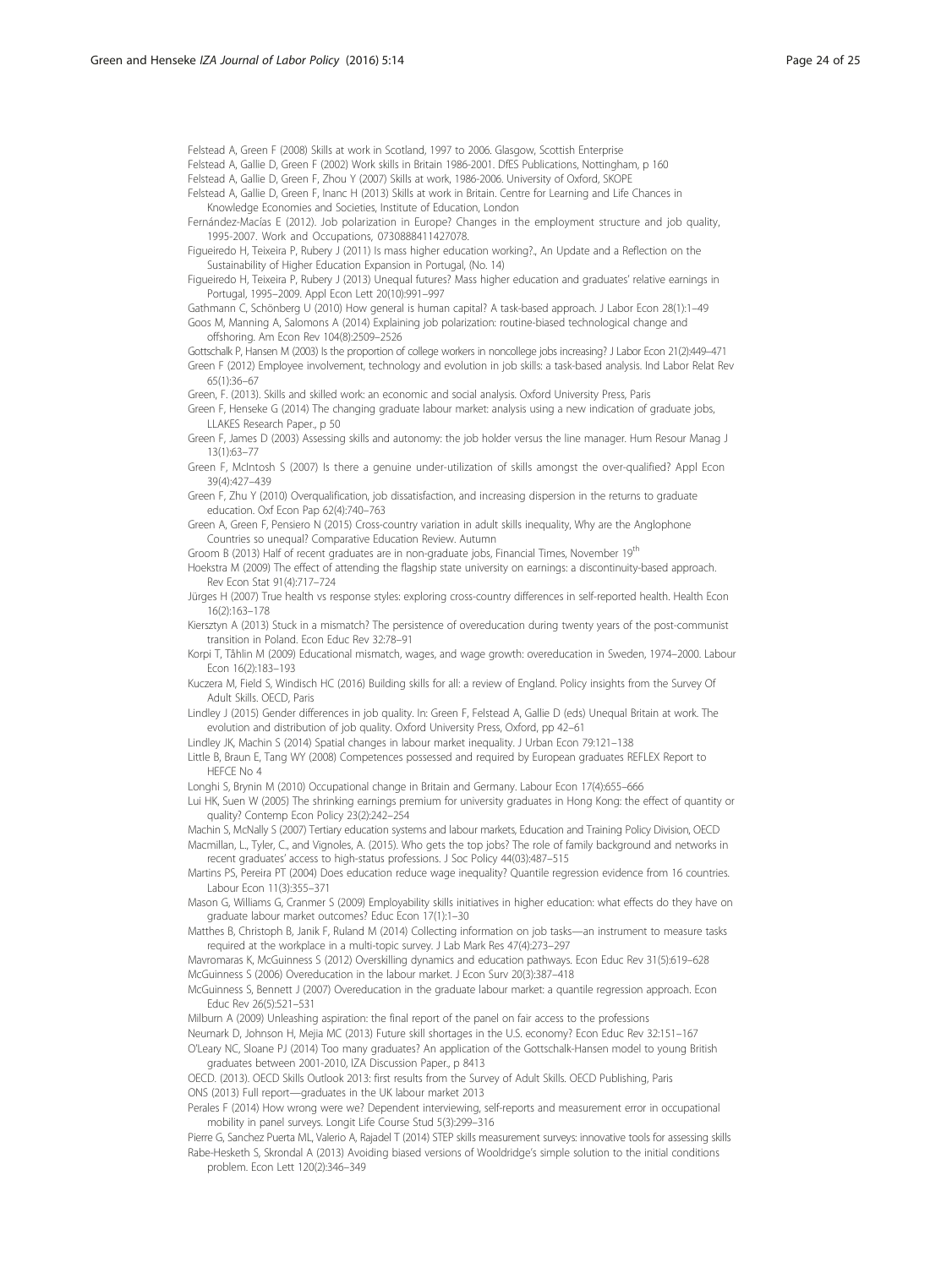Felstead A, Green F (2008) Skills at work in Scotland, 1997 to 2006. Glasgow, Scottish Enterprise

Felstead A, Gallie D, Green F (2002) Work skills in Britain 1986-2001. DfES Publications, Nottingham, p 160

Felstead A, Gallie D, Green F, Zhou Y (2007) Skills at work, 1986-2006. University of Oxford, SKOPE

Felstead A, Gallie D, Green F, Inanc H (2013) Skills at work in Britain. Centre for Learning and Life Chances in Knowledge Economies and Societies, Institute of Education, London

Fernández-Macías E (2012). Job polarization in Europe? Changes in the employment structure and job quality, 1995-2007. Work and Occupations, 0730888411427078.

Figueiredo H, Teixeira P, Rubery J (2011) Is mass higher education working?, An Update and a Reflection on the Sustainability of Higher Education Expansion in Portugal, (No. 14)

Figueiredo H, Teixeira P, Rubery J (2013) Unequal futures? Mass higher education and graduates' relative earnings in Portugal, 1995–2009. Appl Econ Lett 20(10):991–997

Gathmann C, Schönberg U (2010) How general is human capital? A task-based approach. J Labor Econ 28(1):1–49

Goos M, Manning A, Salomons A (2014) Explaining job polarization: routine-biased technological change and offshoring. Am Econ Rev 104(8):2509–2526

Gottschalk P, Hansen M (2003) Is the proportion of college workers in noncollege jobs increasing? J Labor Econ 21(2):449–471

Green F (2012) Employee involvement, technology and evolution in job skills: a task-based analysis. Ind Labor Relat Rev 65(1):36–67

Green, F. (2013). Skills and skilled work: an economic and social analysis. Oxford University Press, Paris

Green F, Henseke G (2014) The changing graduate labour market: analysis using a new indication of graduate jobs, LLAKES Research Paper., p 50

Green F, James D (2003) Assessing skills and autonomy: the job holder versus the line manager. Hum Resour Manag J 13(1):63–77

Green F, McIntosh S (2007) Is there a genuine under-utilization of skills amongst the over-qualified? Appl Econ 39(4):427–439

Green F, Zhu Y (2010) Overqualification, job dissatisfaction, and increasing dispersion in the returns to graduate education. Oxf Econ Pap 62(4):740–763

Green A, Green F, Pensiero N (2015) Cross-country variation in adult skills inequality, Why are the Anglophone Countries so unequal? Comparative Education Review. Autumn

Groom B (2013) Half of recent graduates are in non-graduate jobs, Financial Times, November 19[th]

Hoekstra M (2009) The effect of attending the flagship state university on earnings: a discontinuity-based approach. Rev Econ Stat 91(4):717–724

Jürges H (2007) True health vs response styles: exploring cross-country differences in self-reported health. Health Econ 16(2):163–178

Kiersztyn A (2013) Stuck in a mismatch? The persistence of overeducation during twenty years of the post-communist transition in Poland. Econ Educ Rev 32:78–91

Korpi T, Tåhlin M (2009) Educational mismatch, wages, and wage growth: overeducation in Sweden, 1974–2000. Labour Econ 16(2):183–193

Kuczera M, Field S, Windisch HC (2016) Building skills for all: a review of England. Policy insights from the Survey Of Adult Skills. OECD, Paris

Lindley J (2015) Gender differences in job quality. In: Green F, Felstead A, Gallie D (eds) Unequal Britain at work. The evolution and distribution of job quality. Oxford University Press, Oxford, pp 42–61

Lindley JK, Machin S (2014) Spatial changes in labour market inequality. J Urban Econ 79:121–138

Little B, Braun E, Tang WY (2008) Competences possessed and required by European graduates REFLEX Report to HEFCE No 4

Longhi S, Brynin M (2010) Occupational change in Britain and Germany. Labour Econ 17(4):655–666

Lui HK, Suen W (2005) The shrinking earnings premium for university graduates in Hong Kong: the effect of quantity or quality? Contemp Econ Policy 23(2):242–254

Machin S, McNally S (2007) Tertiary education systems and labour markets, Education and Training Policy Division, OECD

Macmillan, L., Tyler, C., and Vignoles, A. (2015). Who gets the top jobs? The role of family background and networks in recent graduates' access to high-status professions. J Soc Policy 44(03):487–515

Martins PS, Pereira PT (2004) Does education reduce wage inequality? Quantile regression evidence from 16 countries. Labour Econ 11(3):355–371

Mason G, Williams G, Cranmer S (2009) Employability skills initiatives in higher education: what effects do they have on graduate labour market outcomes? Educ Econ 17(1):1–30

Matthes B, Christoph B, Janik F, Ruland M (2014) Collecting information on job tasks—an instrument to measure tasks required at the workplace in a multi-topic survey. J Lab Mark Res 47(4):273–297

Mavromaras K, McGuinness S (2012) Overskilling dynamics and education pathways. Econ Educ Rev 31(5):619–628

McGuinness S (2006) Overeducation in the labour market. J Econ Surv 20(3):387–418

McGuinness S, Bennett J (2007) Overeducation in the graduate labour market: a quantile regression approach. Econ Educ Rev 26(5):521–531

Milburn A (2009) Unleashing aspiration: the final report of the panel on fair access to the professions

Neumark D, Johnson H, Mejia MC (2013) Future skill shortages in the U.S. economy? Econ Educ Rev 32:151–167

O'Leary NC, Sloane PJ (2014) Too many graduates? An application of the Gottschalk-Hansen model to young British graduates between 2001-2010, IZA Discussion Paper., p 8413

OECD. (2013). OECD Skills Outlook 2013: first results from the Survey of Adult Skills. OECD Publishing, Paris

ONS (2013) Full report—graduates in the UK labour market 2013

Perales F (2014) How wrong were we? Dependent interviewing, self-reports and measurement error in occupational mobility in panel surveys. Longit Life Course Stud 5(3):299–316

Pierre G, Sanchez Puerta ML, Valerio A, Rajadel T (2014) STEP skills measurement surveys: innovative tools for assessing skills

Rabe-Hesketh S, Skrondal A (2013) Avoiding biased versions of Wooldridge's simple solution to the initial conditions problem. Econ Lett 120(2):346–349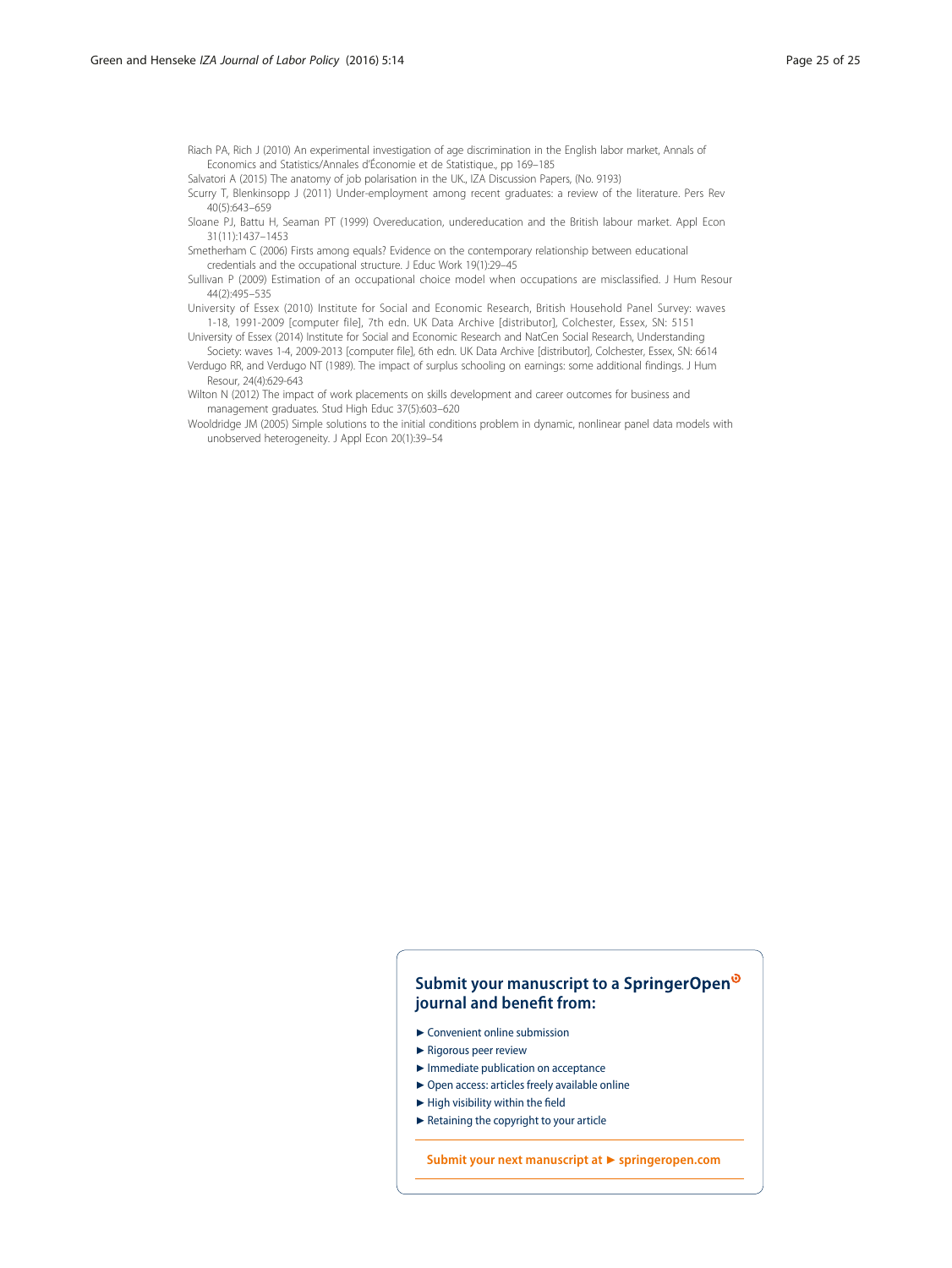Riach PA, Rich J (2010) An experimental investigation of age discrimination in the English labor market, Annals of Economics and Statistics/Annales d'Économie et de Statistique., pp 169–185

Salvatori A (2015) The anatomy of job polarisation in the UK., IZA Discussion Papers, (No. 9193)

Scurry T, Blenkinsopp J (2011) Under-employment among recent graduates: a review of the literature. Pers Rev 40(5):643–659

Sloane PJ, Battu H, Seaman PT (1999) Overeducation, undereducation and the British labour market. Appl Econ 31(11):1437–1453

Smetherham C (2006) Firsts among equals? Evidence on the contemporary relationship between educational credentials and the occupational structure. J Educ Work 19(1):29–45

Sullivan P (2009) Estimation of an occupational choice model when occupations are misclassified. J Hum Resour 44(2):495–535

University of Essex (2010) Institute for Social and Economic Research, British Household Panel Survey: waves 1-18, 1991-2009 [computer file], 7th edn. UK Data Archive [distributor], Colchester, Essex, SN: 5151

University of Essex (2014) Institute for Social and Economic Research and NatCen Social Research, Understanding Society: waves 1-4, 2009-2013 [computer file], 6th edn. UK Data Archive [distributor], Colchester, Essex, SN: 6614

Verdugo RR, and Verdugo NT (1989). The impact of surplus schooling on earnings: some additional findings. J Hum Resour, 24(4):629-643

Wilton N (2012) The impact of work placements on skills development and career outcomes for business and management graduates. Stud High Educ 37(5):603–620

Wooldridge JM (2005) Simple solutions to the initial conditions problem in dynamic, nonlinear panel data models with unobserved heterogeneity. J Appl Econ 20(1):39–54

**Submit your manuscript to a SpringerOpen journal and benefit from:**

- ► Convenient online submission
- ► Rigorous peer review
- ► Immediate publication on acceptance
- ► Open access: articles freely available online
- ► High visibility within the field
- ► Retaining the copyright to your article

**Submit your next manuscript at ► springeropen.com**